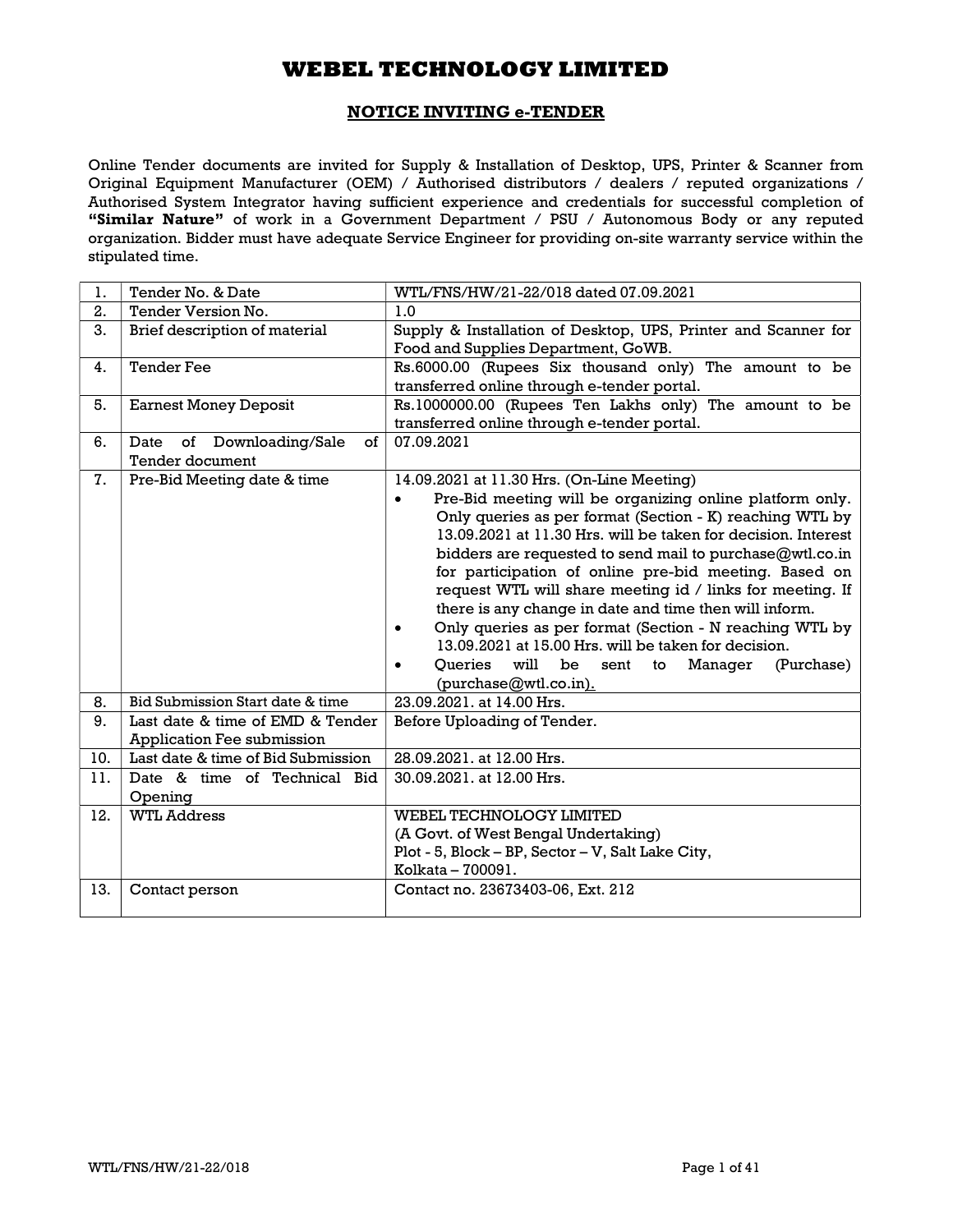# WEBEL TECHNOLOGY LIMITED

## NOTICE INVITING e-TENDER

Online Tender documents are invited for Supply & Installation of Desktop, UPS, Printer & Scanner from Original Equipment Manufacturer (OEM) / Authorised distributors / dealers / reputed organizations / Authorised System Integrator having sufficient experience and credentials for successful completion of **"Similar Nature"** of work in a Government Department / PSU / Autonomous Body or any reputed organization. Bidder must have adequate Service Engineer for providing on-site warranty service within the stipulated time.

| | | |
|---|---|---|
| 1. | Tender No. & Date | WTL/FNS/HW/21-22/018 dated 07.09.2021 |
| 2. | Tender Version No. | 1.0 |
| 3. | Brief description of material | Supply & Installation of Desktop, UPS, Printer and Scanner for Food and Supplies Department, GoWB. |
| 4. | Tender Fee | Rs.6000.00 (Rupees Six thousand only) The amount to be transferred online through e-tender portal. |
| 5. | Earnest Money Deposit | Rs.1000000.00 (Rupees Ten Lakhs only) The amount to be transferred online through e-tender portal. |
| 6. | Date of Downloading/Sale of Tender document | 07.09.2021 |
| 7. | Pre-Bid Meeting date & time | 14.09.2021 at 11.30 Hrs. (On-Line Meeting)<br>• Pre-Bid meeting will be organizing online platform only. Only queries as per format (Section - K) reaching WTL by 13.09.2021 at 11.30 Hrs. will be taken for decision. Interest bidders are requested to send mail to purchase@wtl.co.in for participation of online pre-bid meeting. Based on request WTL will share meeting id / links for meeting. If there is any change in date and time then will inform.<br>• Only queries as per format (Section - N reaching WTL by 13.09.2021 at 15.00 Hrs. will be taken for decision.<br>• Queries will be sent to Manager (Purchase) (purchase@wtl.co.in). |
| 8. | Bid Submission Start date & time | 23.09.2021. at 14.00 Hrs. |
| 9. | Last date & time of EMD & Tender Application Fee submission | Before Uploading of Tender. |
| 10. | Last date & time of Bid Submission | 28.09.2021. at 12.00 Hrs. |
| 11. | Date & time of Technical Bid Opening | 30.09.2021. at 12.00 Hrs. |
| 12. | WTL Address | WEBEL TECHNOLOGY LIMITED<br>(A Govt. of West Bengal Undertaking)<br>Plot - 5, Block – BP, Sector – V, Salt Lake City,<br>Kolkata – 700091. |
| 13. | Contact person | Contact no. 23673403-06, Ext. 212 |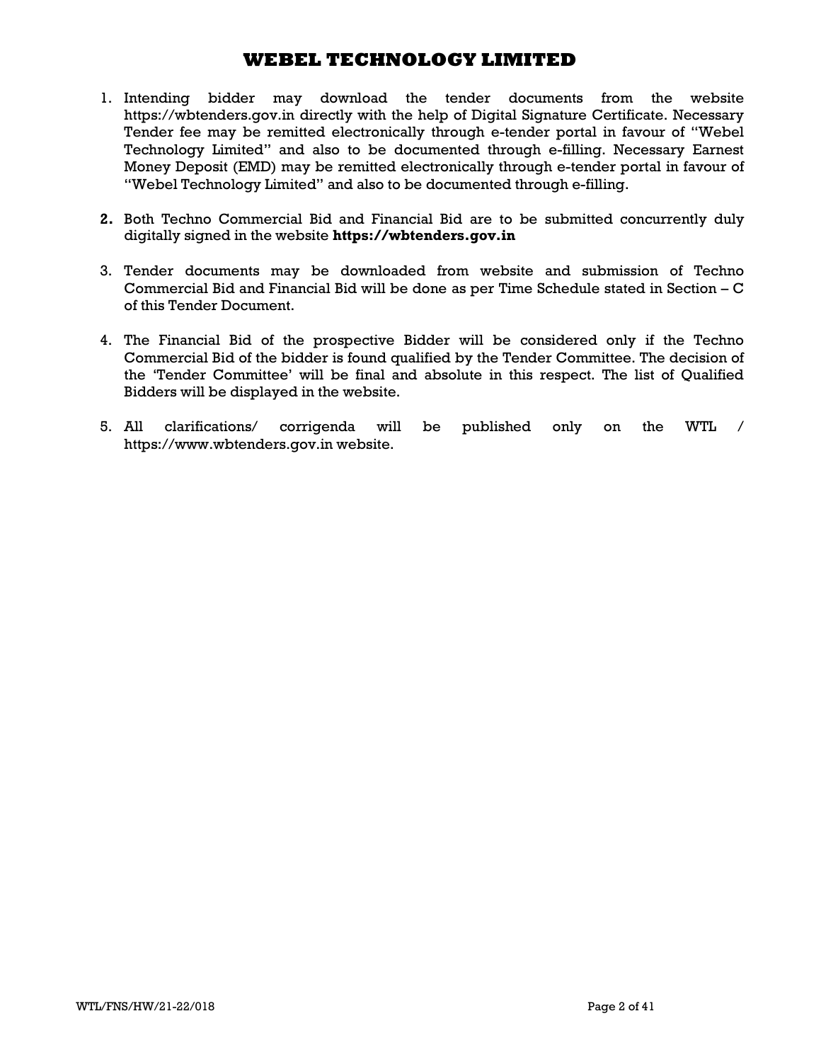# WEBEL TECHNOLOGY LIMITED

1. Intending bidder may download the tender documents from the website https://wbtenders.gov.in directly with the help of Digital Signature Certificate. Necessary Tender fee may be remitted electronically through e-tender portal in favour of "Webel Technology Limited" and also to be documented through e-filling. Necessary Earnest Money Deposit (EMD) may be remitted electronically through e-tender portal in favour of "Webel Technology Limited" and also to be documented through e-filling.

2. Both Techno Commercial Bid and Financial Bid are to be submitted concurrently duly digitally signed in the website **https://wbtenders.gov.in**

3. Tender documents may be downloaded from website and submission of Techno Commercial Bid and Financial Bid will be done as per Time Schedule stated in Section – C of this Tender Document.

4. The Financial Bid of the prospective Bidder will be considered only if the Techno Commercial Bid of the bidder is found qualified by the Tender Committee. The decision of the 'Tender Committee' will be final and absolute in this respect. The list of Qualified Bidders will be displayed in the website.

5. All clarifications/ corrigenda will be published only on the WTL / https://www.wbtenders.gov.in website.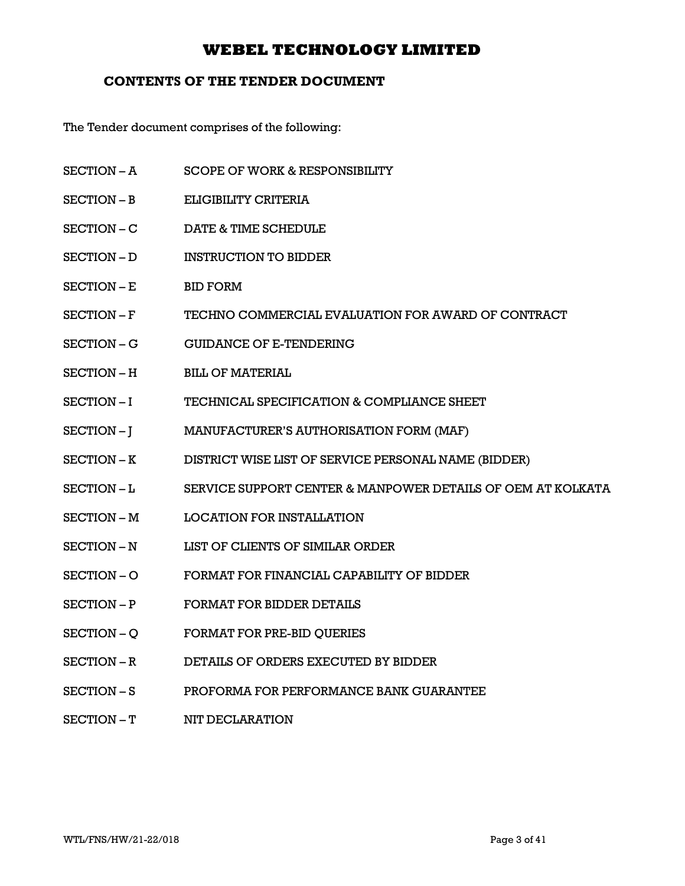# WEBEL TECHNOLOGY LIMITED

## CONTENTS OF THE TENDER DOCUMENT

The Tender document comprises of the following:

| | |
|---|---|
| SECTION – A | SCOPE OF WORK & RESPONSIBILITY |
| SECTION – B | ELIGIBILITY CRITERIA |
| SECTION – C | DATE & TIME SCHEDULE |
| SECTION – D | INSTRUCTION TO BIDDER |
| SECTION – E | BID FORM |
| SECTION – F | TECHNO COMMERCIAL EVALUATION FOR AWARD OF CONTRACT |
| SECTION – G | GUIDANCE OF E-TENDERING |
| SECTION – H | BILL OF MATERIAL |
| SECTION – I | TECHNICAL SPECIFICATION & COMPLIANCE SHEET |
| SECTION – J | MANUFACTURER'S AUTHORISATION FORM (MAF) |
| SECTION – K | DISTRICT WISE LIST OF SERVICE PERSONAL NAME (BIDDER) |
| SECTION – L | SERVICE SUPPORT CENTER & MANPOWER DETAILS OF OEM AT KOLKATA |
| SECTION – M | LOCATION FOR INSTALLATION |
| SECTION – N | LIST OF CLIENTS OF SIMILAR ORDER |
| SECTION – O | FORMAT FOR FINANCIAL CAPABILITY OF BIDDER |
| SECTION – P | FORMAT FOR BIDDER DETAILS |
| SECTION – Q | FORMAT FOR PRE-BID QUERIES |
| SECTION – R | DETAILS OF ORDERS EXECUTED BY BIDDER |
| SECTION – S | PROFORMA FOR PERFORMANCE BANK GUARANTEE |
| SECTION – T | NIT DECLARATION |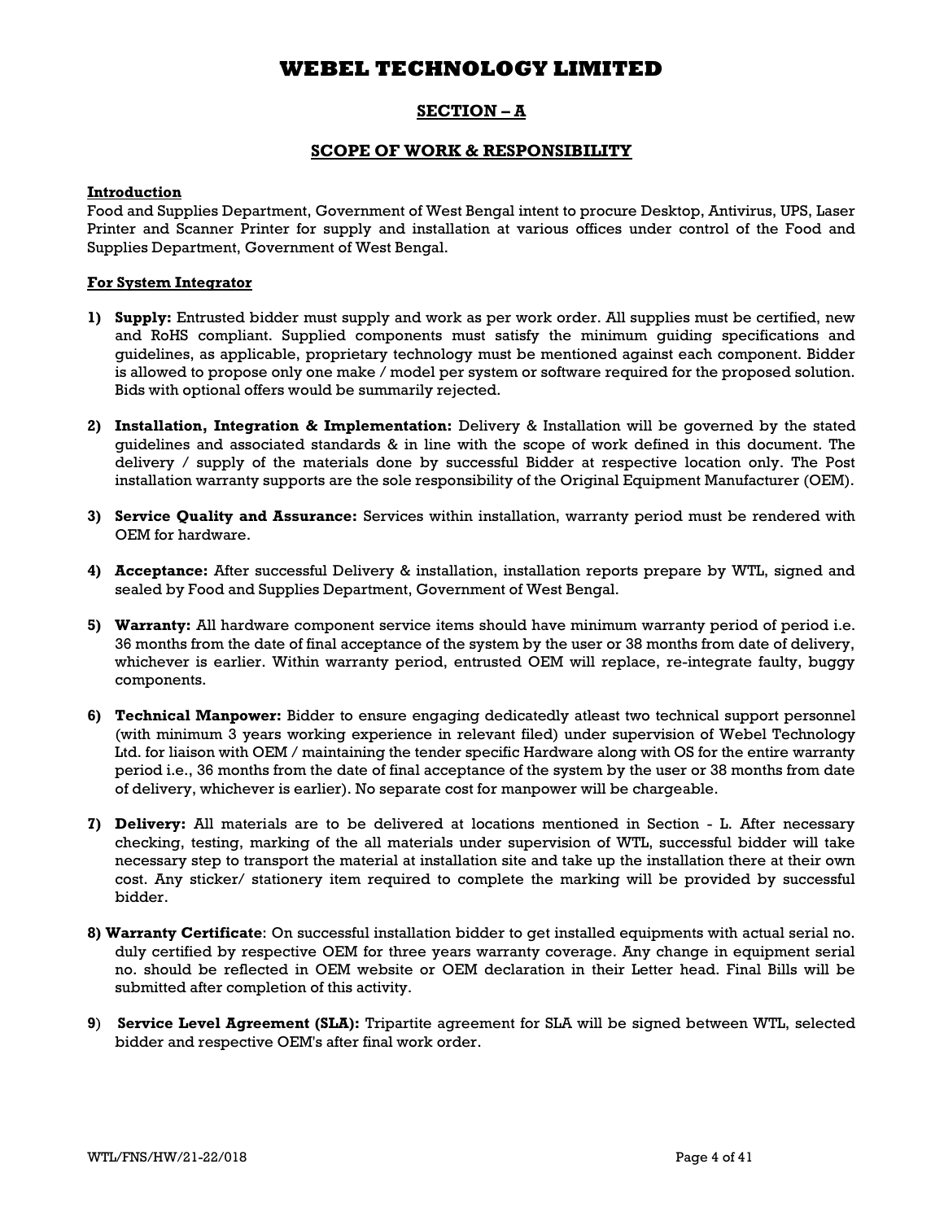# WEBEL TECHNOLOGY LIMITED

## SECTION – A

## SCOPE OF WORK & RESPONSIBILITY

**Introduction**

Food and Supplies Department, Government of West Bengal intent to procure Desktop, Antivirus, UPS, Laser Printer and Scanner Printer for supply and installation at various offices under control of the Food and Supplies Department, Government of West Bengal.

**For System Integrator**

1) **Supply:** Entrusted bidder must supply and work as per work order. All supplies must be certified, new and RoHS compliant. Supplied components must satisfy the minimum guiding specifications and guidelines, as applicable, proprietary technology must be mentioned against each component. Bidder is allowed to propose only one make / model per system or software required for the proposed solution. Bids with optional offers would be summarily rejected.

2) **Installation, Integration & Implementation:** Delivery & Installation will be governed by the stated guidelines and associated standards & in line with the scope of work defined in this document. The delivery / supply of the materials done by successful Bidder at respective location only. The Post installation warranty supports are the sole responsibility of the Original Equipment Manufacturer (OEM).

3) **Service Quality and Assurance:** Services within installation, warranty period must be rendered with OEM for hardware.

4) **Acceptance:** After successful Delivery & installation, installation reports prepare by WTL, signed and sealed by Food and Supplies Department, Government of West Bengal.

5) **Warranty:** All hardware component service items should have minimum warranty period of period i.e. 36 months from the date of final acceptance of the system by the user or 38 months from date of delivery, whichever is earlier. Within warranty period, entrusted OEM will replace, re-integrate faulty, buggy components.

6) **Technical Manpower:** Bidder to ensure engaging dedicatedly atleast two technical support personnel (with minimum 3 years working experience in relevant filed) under supervision of Webel Technology Ltd. for liaison with OEM / maintaining the tender specific Hardware along with OS for the entire warranty period i.e., 36 months from the date of final acceptance of the system by the user or 38 months from date of delivery, whichever is earlier). No separate cost for manpower will be chargeable.

7) **Delivery:** All materials are to be delivered at locations mentioned in Section - L. After necessary checking, testing, marking of the all materials under supervision of WTL, successful bidder will take necessary step to transport the material at installation site and take up the installation there at their own cost. Any sticker/ stationery item required to complete the marking will be provided by successful bidder.

8) **Warranty Certificate**: On successful installation bidder to get installed equipments with actual serial no. duly certified by respective OEM for three years warranty coverage. Any change in equipment serial no. should be reflected in OEM website or OEM declaration in their Letter head. Final Bills will be submitted after completion of this activity.

9) **Service Level Agreement (SLA):** Tripartite agreement for SLA will be signed between WTL, selected bidder and respective OEM's after final work order.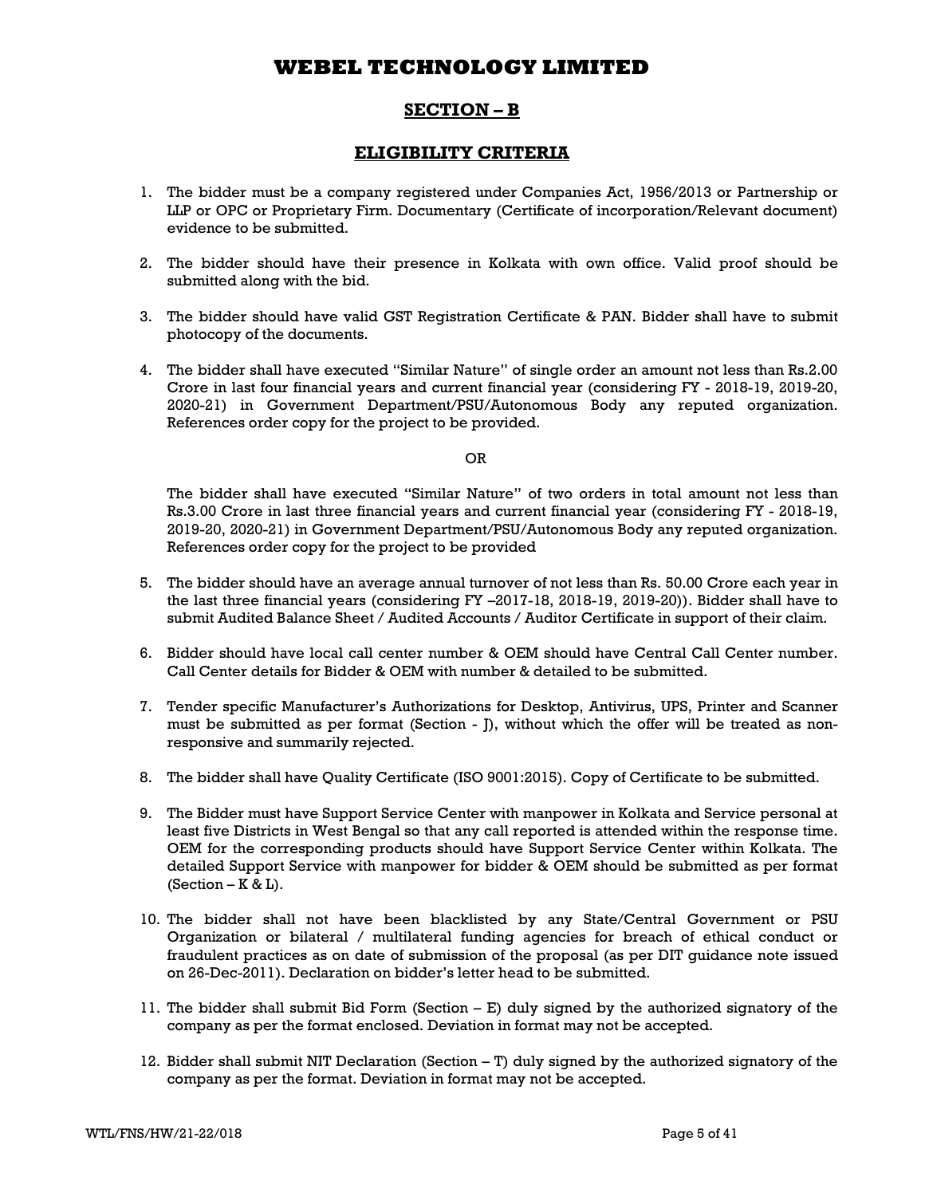# WEBEL TECHNOLOGY LIMITED

## SECTION – B

## ELIGIBILITY CRITERIA

1. The bidder must be a company registered under Companies Act, 1956/2013 or Partnership or LLP or OPC or Proprietary Firm. Documentary (Certificate of incorporation/Relevant document) evidence to be submitted.

2. The bidder should have their presence in Kolkata with own office. Valid proof should be submitted along with the bid.

3. The bidder should have valid GST Registration Certificate & PAN. Bidder shall have to submit photocopy of the documents.

4. The bidder shall have executed "Similar Nature" of single order an amount not less than Rs.2.00 Crore in last four financial years and current financial year (considering FY - 2018-19, 2019-20, 2020-21) in Government Department/PSU/Autonomous Body any reputed organization. References order copy for the project to be provided.

   OR

   The bidder shall have executed "Similar Nature" of two orders in total amount not less than Rs.3.00 Crore in last three financial years and current financial year (considering FY - 2018-19, 2019-20, 2020-21) in Government Department/PSU/Autonomous Body any reputed organization. References order copy for the project to be provided

5. The bidder should have an average annual turnover of not less than Rs. 50.00 Crore each year in the last three financial years (considering FY –2017-18, 2018-19, 2019-20)). Bidder shall have to submit Audited Balance Sheet / Audited Accounts / Auditor Certificate in support of their claim.

6. Bidder should have local call center number & OEM should have Central Call Center number. Call Center details for Bidder & OEM with number & detailed to be submitted.

7. Tender specific Manufacturer's Authorizations for Desktop, Antivirus, UPS, Printer and Scanner must be submitted as per format (Section - J), without which the offer will be treated as non-responsive and summarily rejected.

8. The bidder shall have Quality Certificate (ISO 9001:2015). Copy of Certificate to be submitted.

9. The Bidder must have Support Service Center with manpower in Kolkata and Service personal at least five Districts in West Bengal so that any call reported is attended within the response time. OEM for the corresponding products should have Support Service Center within Kolkata. The detailed Support Service with manpower for bidder & OEM should be submitted as per format (Section – K & L).

10. The bidder shall not have been blacklisted by any State/Central Government or PSU Organization or bilateral / multilateral funding agencies for breach of ethical conduct or fraudulent practices as on date of submission of the proposal (as per DIT guidance note issued on 26-Dec-2011). Declaration on bidder's letter head to be submitted.

11. The bidder shall submit Bid Form (Section – E) duly signed by the authorized signatory of the company as per the format enclosed. Deviation in format may not be accepted.

12. Bidder shall submit NIT Declaration (Section – T) duly signed by the authorized signatory of the company as per the format. Deviation in format may not be accepted.

WTL/FNS/HW/21-22/018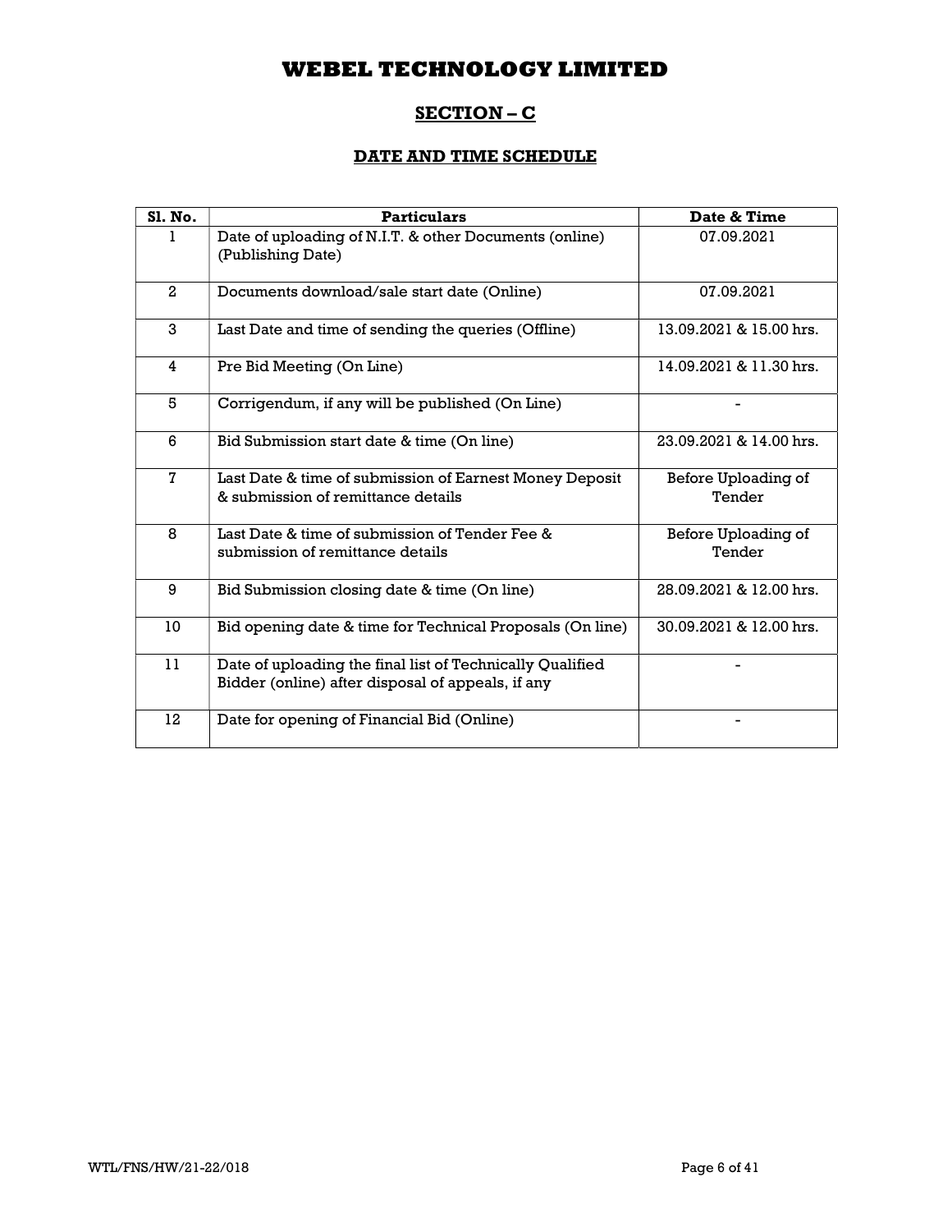# WEBEL TECHNOLOGY LIMITED

## SECTION – C

### DATE AND TIME SCHEDULE

| Sl. No. | Particulars | Date & Time |
|---|---|---|
| 1 | Date of uploading of N.I.T. & other Documents (online) (Publishing Date) | 07.09.2021 |
| 2 | Documents download/sale start date (Online) | 07.09.2021 |
| 3 | Last Date and time of sending the queries (Offline) | 13.09.2021 & 15.00 hrs. |
| 4 | Pre Bid Meeting (On Line) | 14.09.2021 & 11.30 hrs. |
| 5 | Corrigendum, if any will be published (On Line) | - |
| 6 | Bid Submission start date & time (On line) | 23.09.2021 & 14.00 hrs. |
| 7 | Last Date & time of submission of Earnest Money Deposit & submission of remittance details | Before Uploading of Tender |
| 8 | Last Date & time of submission of Tender Fee & submission of remittance details | Before Uploading of Tender |
| 9 | Bid Submission closing date & time (On line) | 28.09.2021 & 12.00 hrs. |
| 10 | Bid opening date & time for Technical Proposals (On line) | 30.09.2021 & 12.00 hrs. |
| 11 | Date of uploading the final list of Technically Qualified Bidder (online) after disposal of appeals, if any | - |
| 12 | Date for opening of Financial Bid (Online) | - |

WTL/FNS/HW/21-22/018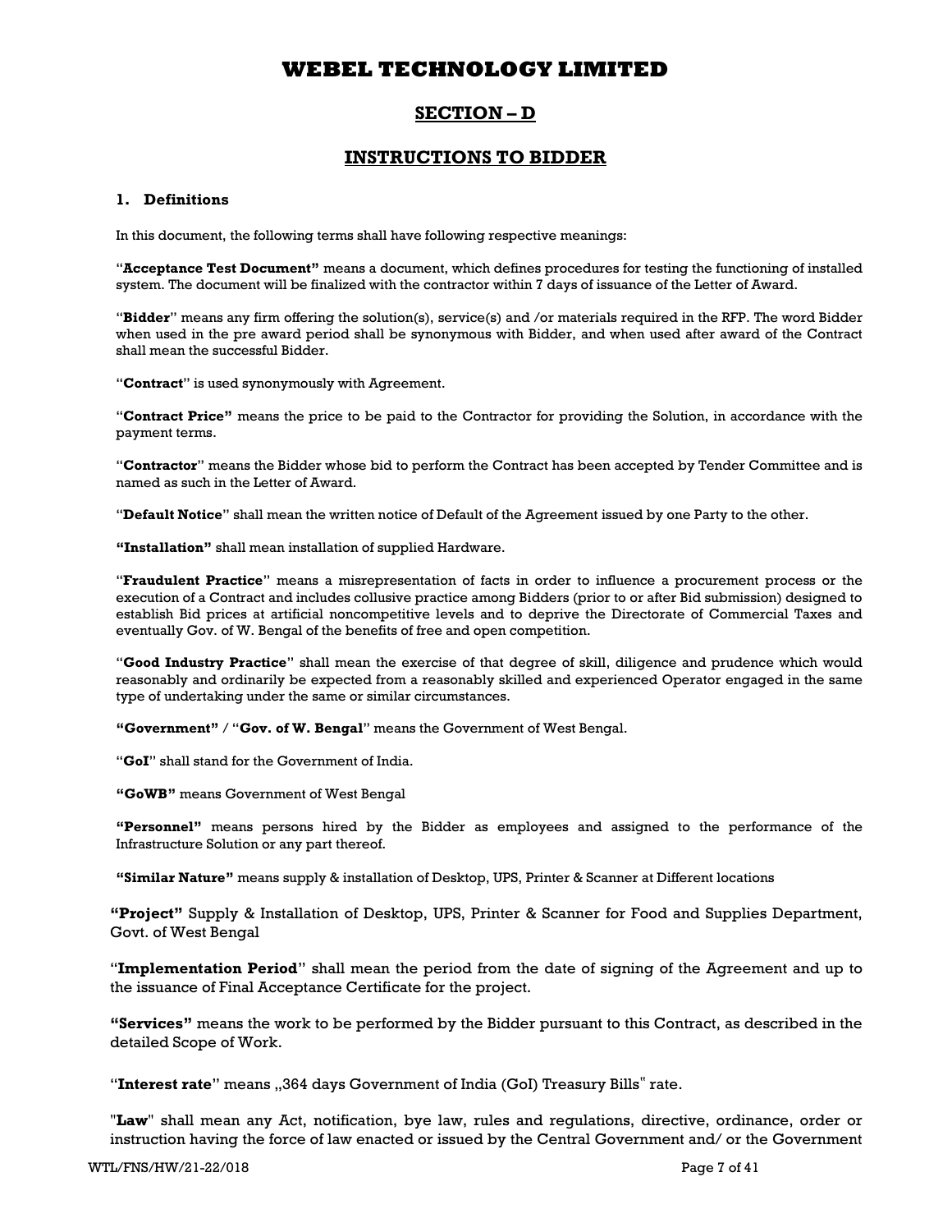# WEBEL TECHNOLOGY LIMITED

## SECTION – D

## INSTRUCTIONS TO BIDDER

### 1. Definitions

In this document, the following terms shall have following respective meanings:

"**Acceptance Test Document"** means a document, which defines procedures for testing the functioning of installed system. The document will be finalized with the contractor within 7 days of issuance of the Letter of Award.

"**Bidder**" means any firm offering the solution(s), service(s) and /or materials required in the RFP. The word Bidder when used in the pre award period shall be synonymous with Bidder, and when used after award of the Contract shall mean the successful Bidder.

"**Contract**" is used synonymously with Agreement.

"**Contract Price"** means the price to be paid to the Contractor for providing the Solution, in accordance with the payment terms.

"**Contractor**" means the Bidder whose bid to perform the Contract has been accepted by Tender Committee and is named as such in the Letter of Award.

"**Default Notice**" shall mean the written notice of Default of the Agreement issued by one Party to the other.

**"Installation"** shall mean installation of supplied Hardware.

"**Fraudulent Practice**" means a misrepresentation of facts in order to influence a procurement process or the execution of a Contract and includes collusive practice among Bidders (prior to or after Bid submission) designed to establish Bid prices at artificial noncompetitive levels and to deprive the Directorate of Commercial Taxes and eventually Gov. of W. Bengal of the benefits of free and open competition.

"**Good Industry Practice**" shall mean the exercise of that degree of skill, diligence and prudence which would reasonably and ordinarily be expected from a reasonably skilled and experienced Operator engaged in the same type of undertaking under the same or similar circumstances.

**"Government"** / "**Gov. of W. Bengal**" means the Government of West Bengal.

"**GoI**" shall stand for the Government of India.

**"GoWB"** means Government of West Bengal

**"Personnel"** means persons hired by the Bidder as employees and assigned to the performance of the Infrastructure Solution or any part thereof.

**"Similar Nature"** means supply & installation of Desktop, UPS, Printer & Scanner at Different locations

**"Project"** Supply & Installation of Desktop, UPS, Printer & Scanner for Food and Supplies Department, Govt. of West Bengal

"**Implementation Period**" shall mean the period from the date of signing of the Agreement and up to the issuance of Final Acceptance Certificate for the project.

**"Services"** means the work to be performed by the Bidder pursuant to this Contract, as described in the detailed Scope of Work.

"**Interest rate**" means „364 days Government of India (GoI) Treasury Bills" rate.

"**Law**" shall mean any Act, notification, bye law, rules and regulations, directive, ordinance, order or instruction having the force of law enacted or issued by the Central Government and/ or the Government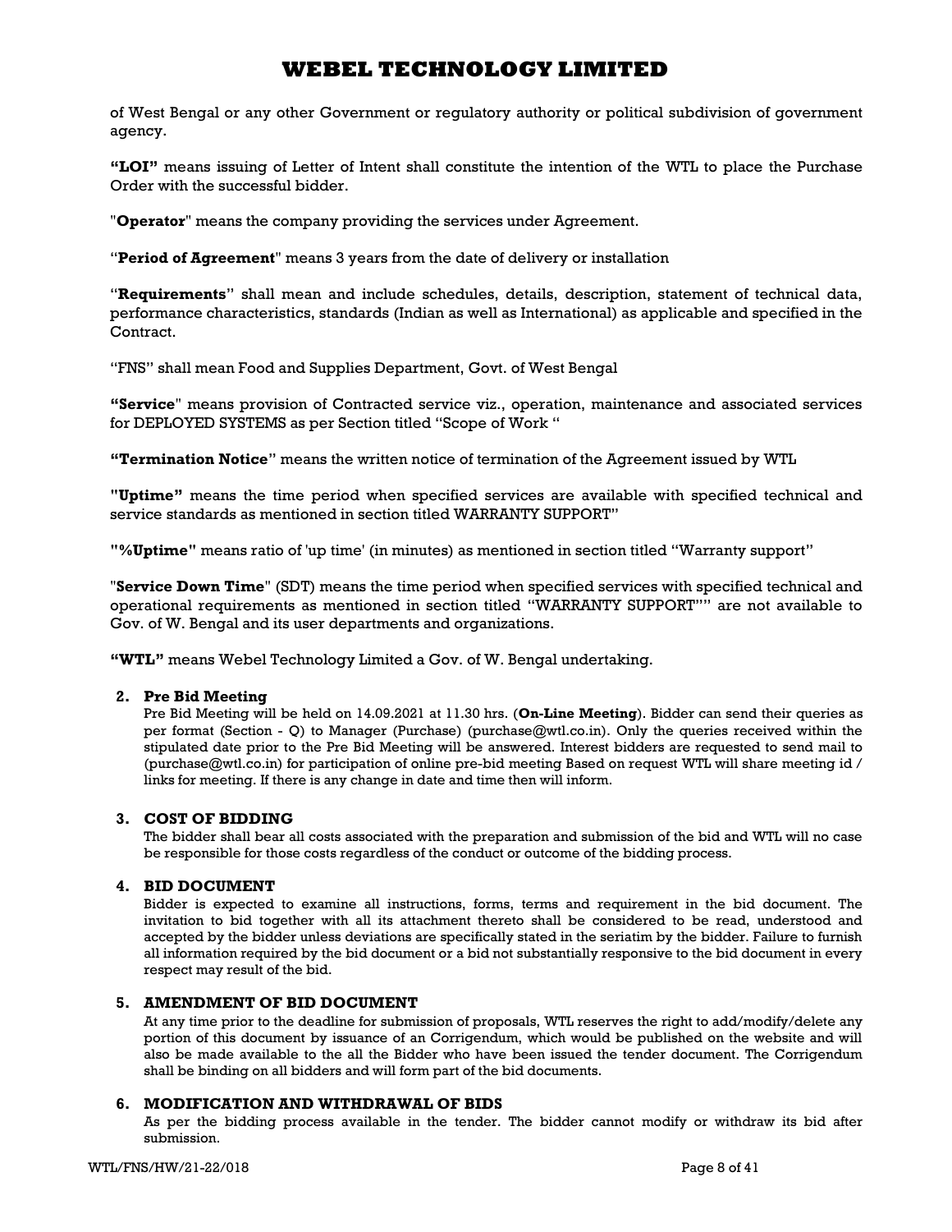of West Bengal or any other Government or regulatory authority or political subdivision of government agency.

**"LOI"** means issuing of Letter of Intent shall constitute the intention of the WTL to place the Purchase Order with the successful bidder.

"**Operator**" means the company providing the services under Agreement.

"**Period of Agreement**" means 3 years from the date of delivery or installation

"**Requirements**" shall mean and include schedules, details, description, statement of technical data, performance characteristics, standards (Indian as well as International) as applicable and specified in the Contract.

"FNS" shall mean Food and Supplies Department, Govt. of West Bengal

**"Service**" means provision of Contracted service viz., operation, maintenance and associated services for DEPLOYED SYSTEMS as per Section titled "Scope of Work "

**"Termination Notice**" means the written notice of termination of the Agreement issued by WTL

**"Uptime"** means the time period when specified services are available with specified technical and service standards as mentioned in section titled WARRANTY SUPPORT"

**"%Uptime"** means ratio of 'up time' (in minutes) as mentioned in section titled "Warranty support"

"**Service Down Time**" (SDT) means the time period when specified services with specified technical and operational requirements as mentioned in section titled "WARRANTY SUPPORT"" are not available to Gov. of W. Bengal and its user departments and organizations.

**"WTL"** means Webel Technology Limited a Gov. of W. Bengal undertaking.

## 2. Pre Bid Meeting

Pre Bid Meeting will be held on 14.09.2021 at 11.30 hrs. (**On-Line Meeting**). Bidder can send their queries as per format (Section - Q) to Manager (Purchase) (purchase@wtl.co.in). Only the queries received within the stipulated date prior to the Pre Bid Meeting will be answered. Interest bidders are requested to send mail to (purchase@wtl.co.in) for participation of online pre-bid meeting Based on request WTL will share meeting id / links for meeting. If there is any change in date and time then will inform.

## 3. COST OF BIDDING

The bidder shall bear all costs associated with the preparation and submission of the bid and WTL will no case be responsible for those costs regardless of the conduct or outcome of the bidding process.

## 4. BID DOCUMENT

Bidder is expected to examine all instructions, forms, terms and requirement in the bid document. The invitation to bid together with all its attachment thereto shall be considered to be read, understood and accepted by the bidder unless deviations are specifically stated in the seriatim by the bidder. Failure to furnish all information required by the bid document or a bid not substantially responsive to the bid document in every respect may result of the bid.

## 5. AMENDMENT OF BID DOCUMENT

At any time prior to the deadline for submission of proposals, WTL reserves the right to add/modify/delete any portion of this document by issuance of an Corrigendum, which would be published on the website and will also be made available to the all the Bidder who have been issued the tender document. The Corrigendum shall be binding on all bidders and will form part of the bid documents.

## 6. MODIFICATION AND WITHDRAWAL OF BIDS

As per the bidding process available in the tender. The bidder cannot modify or withdraw its bid after submission.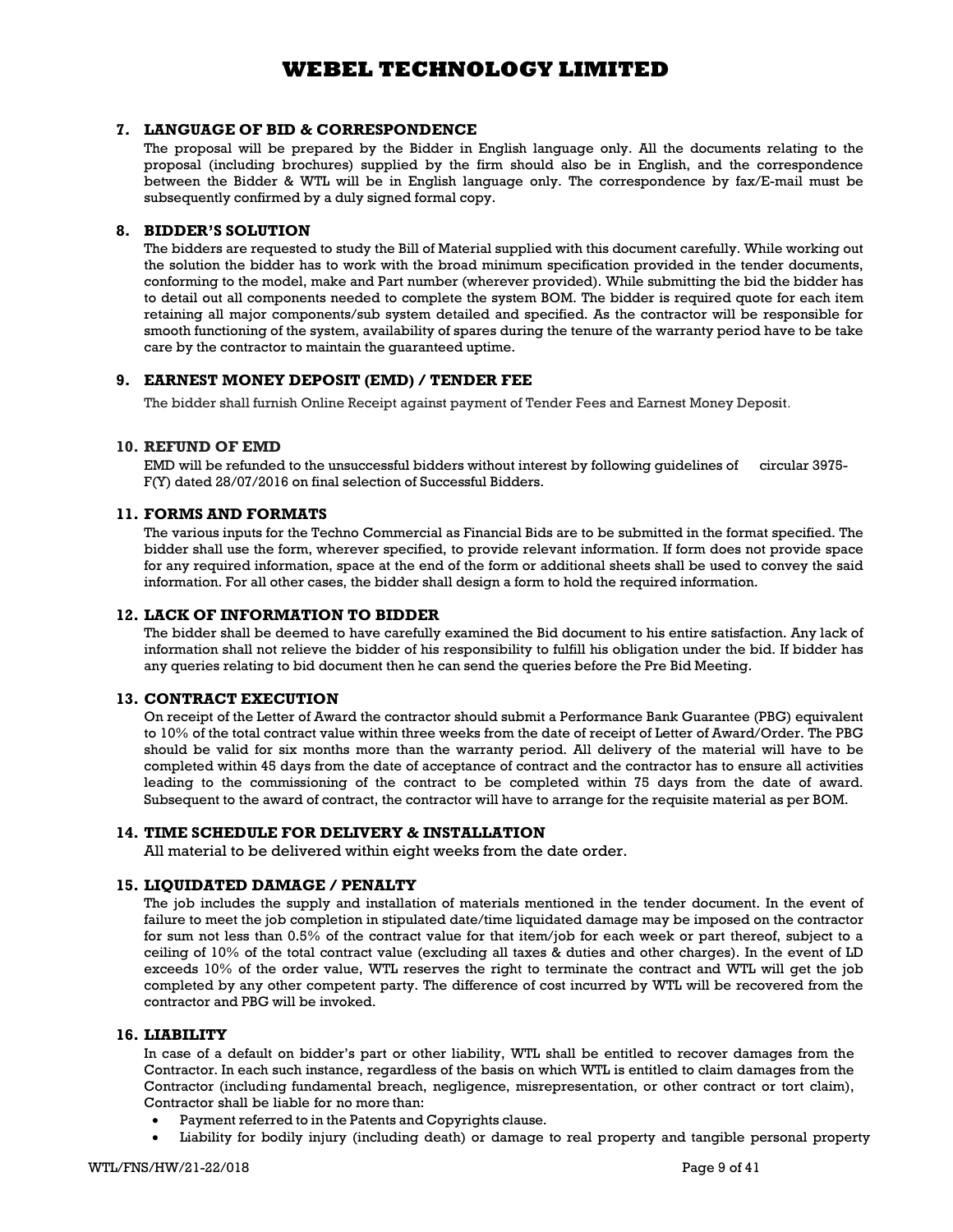## 7. LANGUAGE OF BID & CORRESPONDENCE

The proposal will be prepared by the Bidder in English language only. All the documents relating to the proposal (including brochures) supplied by the firm should also be in English, and the correspondence between the Bidder & WTL will be in English language only. The correspondence by fax/E-mail must be subsequently confirmed by a duly signed formal copy.

## 8. BIDDER'S SOLUTION

The bidders are requested to study the Bill of Material supplied with this document carefully. While working out the solution the bidder has to work with the broad minimum specification provided in the tender documents, conforming to the model, make and Part number (wherever provided). While submitting the bid the bidder has to detail out all components needed to complete the system BOM. The bidder is required quote for each item retaining all major components/sub system detailed and specified. As the contractor will be responsible for smooth functioning of the system, availability of spares during the tenure of the warranty period have to be take care by the contractor to maintain the guaranteed uptime.

## 9. EARNEST MONEY DEPOSIT (EMD) / TENDER FEE

The bidder shall furnish Online Receipt against payment of Tender Fees and Earnest Money Deposit.

## 10. REFUND OF EMD

EMD will be refunded to the unsuccessful bidders without interest by following guidelines of circular 3975-F(Y) dated 28/07/2016 on final selection of Successful Bidders.

## 11. FORMS AND FORMATS

The various inputs for the Techno Commercial as Financial Bids are to be submitted in the format specified. The bidder shall use the form, wherever specified, to provide relevant information. If form does not provide space for any required information, space at the end of the form or additional sheets shall be used to convey the said information. For all other cases, the bidder shall design a form to hold the required information.

## 12. LACK OF INFORMATION TO BIDDER

The bidder shall be deemed to have carefully examined the Bid document to his entire satisfaction. Any lack of information shall not relieve the bidder of his responsibility to fulfill his obligation under the bid. If bidder has any queries relating to bid document then he can send the queries before the Pre Bid Meeting.

## 13. CONTRACT EXECUTION

On receipt of the Letter of Award the contractor should submit a Performance Bank Guarantee (PBG) equivalent to 10% of the total contract value within three weeks from the date of receipt of Letter of Award/Order. The PBG should be valid for six months more than the warranty period. All delivery of the material will have to be completed within 45 days from the date of acceptance of contract and the contractor has to ensure all activities leading to the commissioning of the contract to be completed within 75 days from the date of award. Subsequent to the award of contract, the contractor will have to arrange for the requisite material as per BOM.

## 14. TIME SCHEDULE FOR DELIVERY & INSTALLATION

All material to be delivered within eight weeks from the date order.

## 15. LIQUIDATED DAMAGE / PENALTY

The job includes the supply and installation of materials mentioned in the tender document. In the event of failure to meet the job completion in stipulated date/time liquidated damage may be imposed on the contractor for sum not less than 0.5% of the contract value for that item/job for each week or part thereof, subject to a ceiling of 10% of the total contract value (excluding all taxes & duties and other charges). In the event of LD exceeds 10% of the order value, WTL reserves the right to terminate the contract and WTL will get the job completed by any other competent party. The difference of cost incurred by WTL will be recovered from the contractor and PBG will be invoked.

## 16. LIABILITY

In case of a default on bidder's part or other liability, WTL shall be entitled to recover damages from the Contractor. In each such instance, regardless of the basis on which WTL is entitled to claim damages from the Contractor (including fundamental breach, negligence, misrepresentation, or other contract or tort claim), Contractor shall be liable for no more than:

- Payment referred to in the Patents and Copyrights clause.
- Liability for bodily injury (including death) or damage to real property and tangible personal property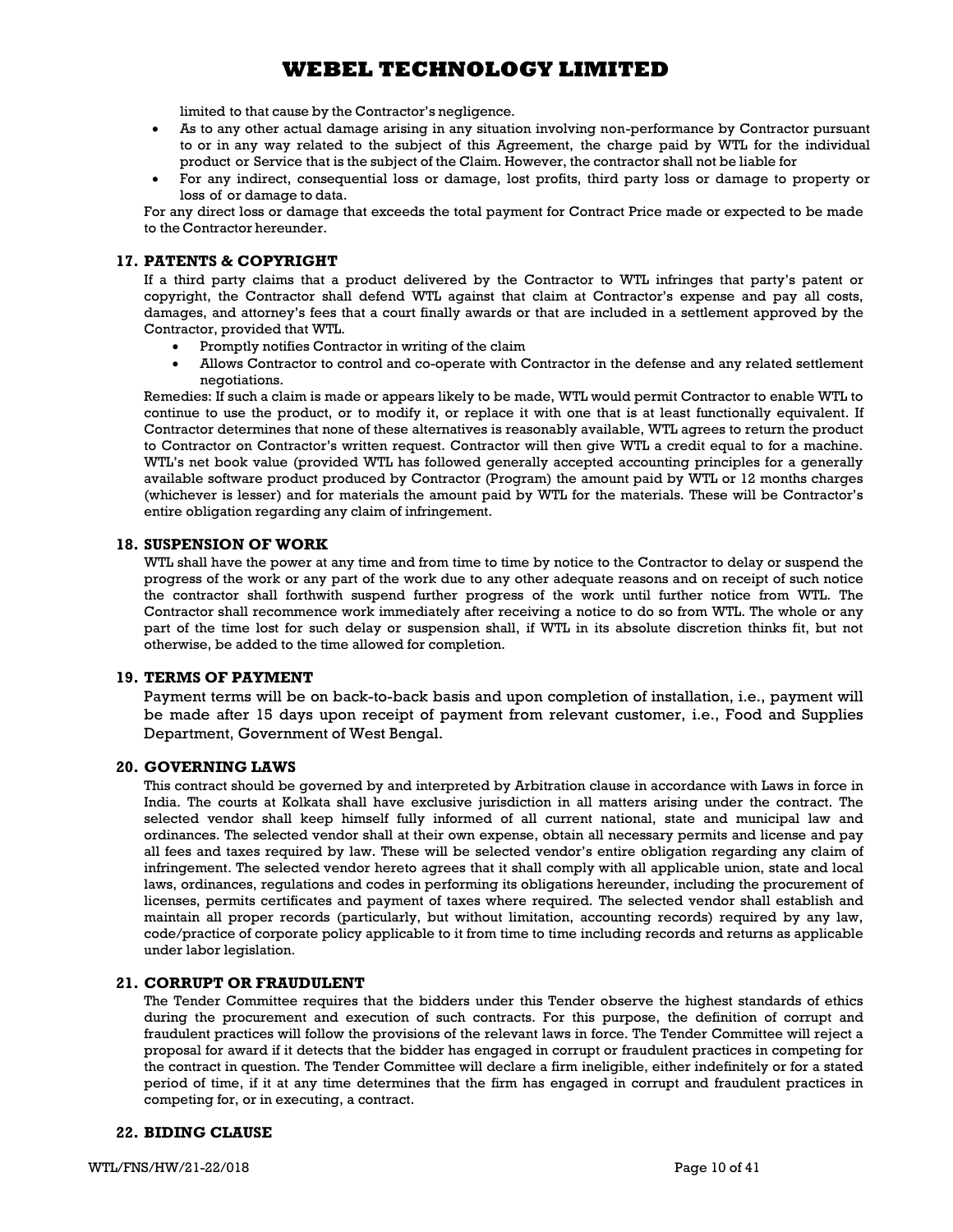limited to that cause by the Contractor's negligence.

- As to any other actual damage arising in any situation involving non-performance by Contractor pursuant to or in any way related to the subject of this Agreement, the charge paid by WTL for the individual product or Service that is the subject of the Claim. However, the contractor shall not be liable for
- For any indirect, consequential loss or damage, lost profits, third party loss or damage to property or loss of or damage to data.

For any direct loss or damage that exceeds the total payment for Contract Price made or expected to be made to the Contractor hereunder.

### 17. PATENTS & COPYRIGHT

If a third party claims that a product delivered by the Contractor to WTL infringes that party's patent or copyright, the Contractor shall defend WTL against that claim at Contractor's expense and pay all costs, damages, and attorney's fees that a court finally awards or that are included in a settlement approved by the Contractor, provided that WTL.

- Promptly notifies Contractor in writing of the claim
- Allows Contractor to control and co-operate with Contractor in the defense and any related settlement negotiations.

Remedies: If such a claim is made or appears likely to be made, WTL would permit Contractor to enable WTL to continue to use the product, or to modify it, or replace it with one that is at least functionally equivalent. If Contractor determines that none of these alternatives is reasonably available, WTL agrees to return the product to Contractor on Contractor's written request. Contractor will then give WTL a credit equal to for a machine. WTL's net book value (provided WTL has followed generally accepted accounting principles for a generally available software product produced by Contractor (Program) the amount paid by WTL or 12 months charges (whichever is lesser) and for materials the amount paid by WTL for the materials. These will be Contractor's entire obligation regarding any claim of infringement.

### 18. SUSPENSION OF WORK

WTL shall have the power at any time and from time to time by notice to the Contractor to delay or suspend the progress of the work or any part of the work due to any other adequate reasons and on receipt of such notice the contractor shall forthwith suspend further progress of the work until further notice from WTL. The Contractor shall recommence work immediately after receiving a notice to do so from WTL. The whole or any part of the time lost for such delay or suspension shall, if WTL in its absolute discretion thinks fit, but not otherwise, be added to the time allowed for completion.

### 19. TERMS OF PAYMENT

Payment terms will be on back-to-back basis and upon completion of installation, i.e., payment will be made after 15 days upon receipt of payment from relevant customer, i.e., Food and Supplies Department, Government of West Bengal.

### 20. GOVERNING LAWS

This contract should be governed by and interpreted by Arbitration clause in accordance with Laws in force in India. The courts at Kolkata shall have exclusive jurisdiction in all matters arising under the contract. The selected vendor shall keep himself fully informed of all current national, state and municipal law and ordinances. The selected vendor shall at their own expense, obtain all necessary permits and license and pay all fees and taxes required by law. These will be selected vendor's entire obligation regarding any claim of infringement. The selected vendor hereto agrees that it shall comply with all applicable union, state and local laws, ordinances, regulations and codes in performing its obligations hereunder, including the procurement of licenses, permits certificates and payment of taxes where required. The selected vendor shall establish and maintain all proper records (particularly, but without limitation, accounting records) required by any law, code/practice of corporate policy applicable to it from time to time including records and returns as applicable under labor legislation.

### 21. CORRUPT OR FRAUDULENT

The Tender Committee requires that the bidders under this Tender observe the highest standards of ethics during the procurement and execution of such contracts. For this purpose, the definition of corrupt and fraudulent practices will follow the provisions of the relevant laws in force. The Tender Committee will reject a proposal for award if it detects that the bidder has engaged in corrupt or fraudulent practices in competing for the contract in question. The Tender Committee will declare a firm ineligible, either indefinitely or for a stated period of time, if it at any time determines that the firm has engaged in corrupt and fraudulent practices in competing for, or in executing, a contract.

### 22. BIDING CLAUSE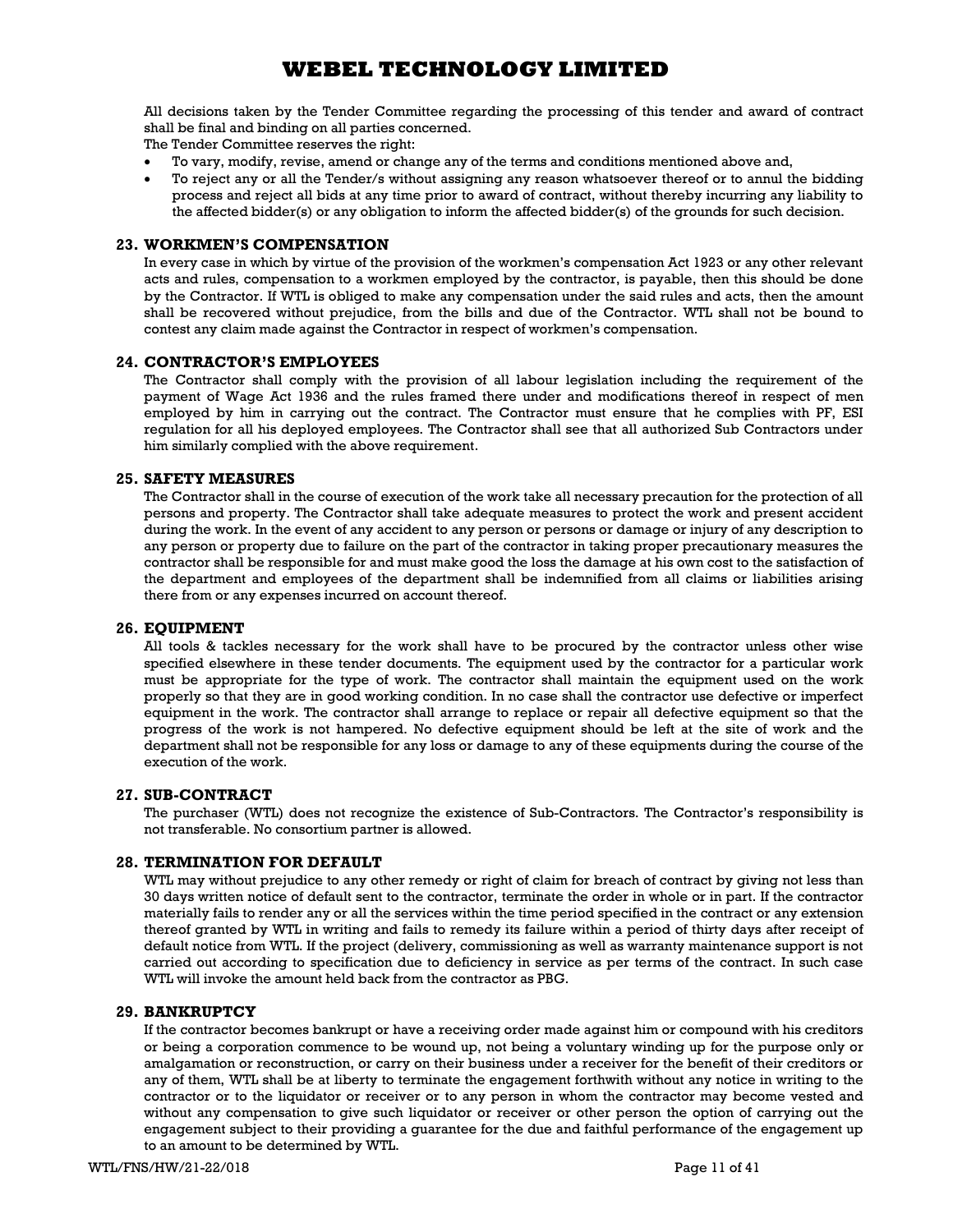All decisions taken by the Tender Committee regarding the processing of this tender and award of contract shall be final and binding on all parties concerned.
The Tender Committee reserves the right:

- To vary, modify, revise, amend or change any of the terms and conditions mentioned above and,
- To reject any or all the Tender/s without assigning any reason whatsoever thereof or to annul the bidding process and reject all bids at any time prior to award of contract, without thereby incurring any liability to the affected bidder(s) or any obligation to inform the affected bidder(s) of the grounds for such decision.

## 23. WORKMEN'S COMPENSATION

In every case in which by virtue of the provision of the workmen's compensation Act 1923 or any other relevant acts and rules, compensation to a workmen employed by the contractor, is payable, then this should be done by the Contractor. If WTL is obliged to make any compensation under the said rules and acts, then the amount shall be recovered without prejudice, from the bills and due of the Contractor. WTL shall not be bound to contest any claim made against the Contractor in respect of workmen's compensation.

## 24. CONTRACTOR'S EMPLOYEES

The Contractor shall comply with the provision of all labour legislation including the requirement of the payment of Wage Act 1936 and the rules framed there under and modifications thereof in respect of men employed by him in carrying out the contract. The Contractor must ensure that he complies with PF, ESI regulation for all his deployed employees. The Contractor shall see that all authorized Sub Contractors under him similarly complied with the above requirement.

## 25. SAFETY MEASURES

The Contractor shall in the course of execution of the work take all necessary precaution for the protection of all persons and property. The Contractor shall take adequate measures to protect the work and present accident during the work. In the event of any accident to any person or persons or damage or injury of any description to any person or property due to failure on the part of the contractor in taking proper precautionary measures the contractor shall be responsible for and must make good the loss the damage at his own cost to the satisfaction of the department and employees of the department shall be indemnified from all claims or liabilities arising there from or any expenses incurred on account thereof.

## 26. EQUIPMENT

All tools & tackles necessary for the work shall have to be procured by the contractor unless other wise specified elsewhere in these tender documents. The equipment used by the contractor for a particular work must be appropriate for the type of work. The contractor shall maintain the equipment used on the work properly so that they are in good working condition. In no case shall the contractor use defective or imperfect equipment in the work. The contractor shall arrange to replace or repair all defective equipment so that the progress of the work is not hampered. No defective equipment should be left at the site of work and the department shall not be responsible for any loss or damage to any of these equipments during the course of the execution of the work.

## 27. SUB-CONTRACT

The purchaser (WTL) does not recognize the existence of Sub-Contractors. The Contractor's responsibility is not transferable. No consortium partner is allowed.

## 28. TERMINATION FOR DEFAULT

WTL may without prejudice to any other remedy or right of claim for breach of contract by giving not less than 30 days written notice of default sent to the contractor, terminate the order in whole or in part. If the contractor materially fails to render any or all the services within the time period specified in the contract or any extension thereof granted by WTL in writing and fails to remedy its failure within a period of thirty days after receipt of default notice from WTL. If the project (delivery, commissioning as well as warranty maintenance support is not carried out according to specification due to deficiency in service as per terms of the contract. In such case WTL will invoke the amount held back from the contractor as PBG.

## 29. BANKRUPTCY

If the contractor becomes bankrupt or have a receiving order made against him or compound with his creditors or being a corporation commence to be wound up, not being a voluntary winding up for the purpose only or amalgamation or reconstruction, or carry on their business under a receiver for the benefit of their creditors or any of them, WTL shall be at liberty to terminate the engagement forthwith without any notice in writing to the contractor or to the liquidator or receiver or to any person in whom the contractor may become vested and without any compensation to give such liquidator or receiver or other person the option of carrying out the engagement subject to their providing a guarantee for the due and faithful performance of the engagement up to an amount to be determined by WTL.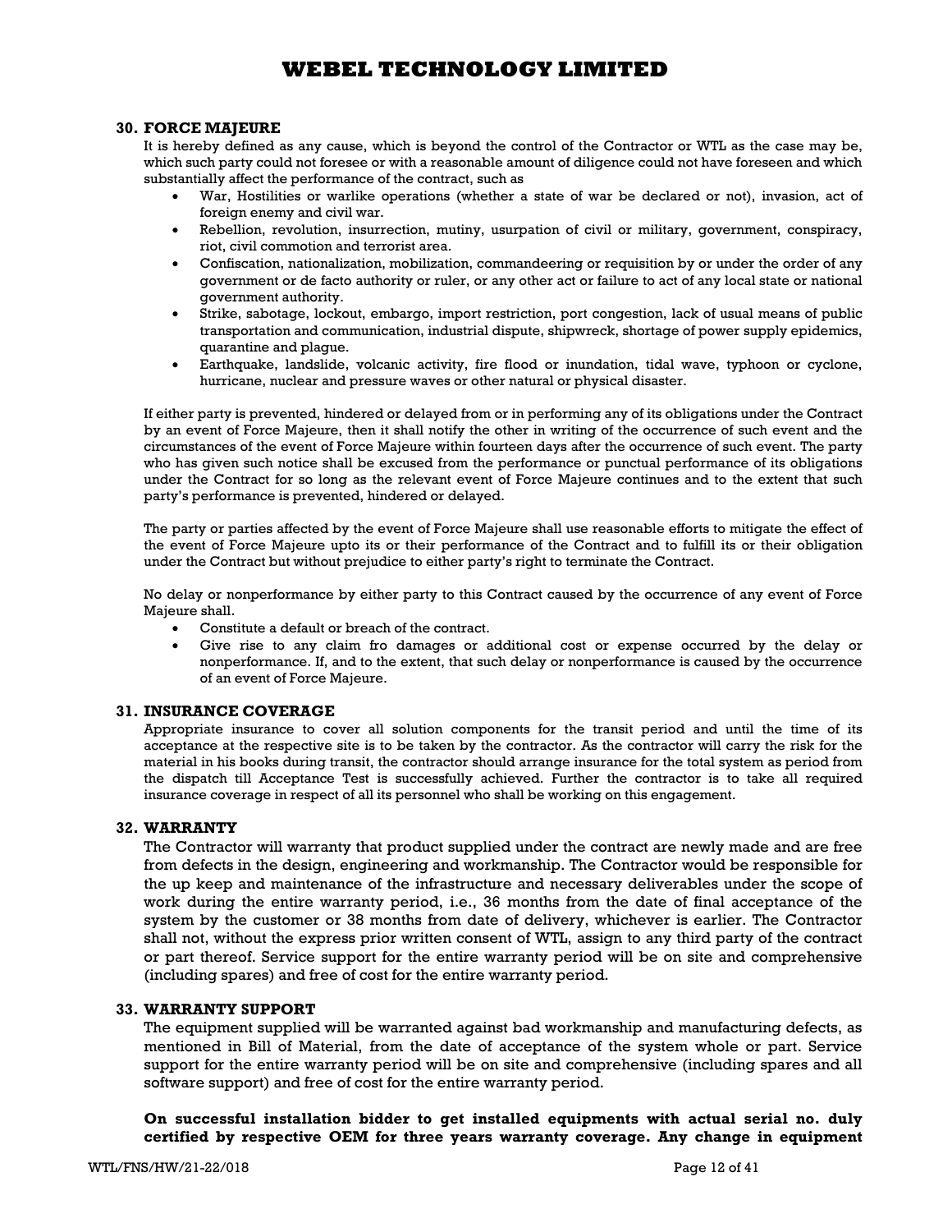## 30. FORCE MAJEURE

It is hereby defined as any cause, which is beyond the control of the Contractor or WTL as the case may be, which such party could not foresee or with a reasonable amount of diligence could not have foreseen and which substantially affect the performance of the contract, such as

- War, Hostilities or warlike operations (whether a state of war be declared or not), invasion, act of foreign enemy and civil war.
- Rebellion, revolution, insurrection, mutiny, usurpation of civil or military, government, conspiracy, riot, civil commotion and terrorist area.
- Confiscation, nationalization, mobilization, commandeering or requisition by or under the order of any government or de facto authority or ruler, or any other act or failure to act of any local state or national government authority.
- Strike, sabotage, lockout, embargo, import restriction, port congestion, lack of usual means of public transportation and communication, industrial dispute, shipwreck, shortage of power supply epidemics, quarantine and plague.
- Earthquake, landslide, volcanic activity, fire flood or inundation, tidal wave, typhoon or cyclone, hurricane, nuclear and pressure waves or other natural or physical disaster.

If either party is prevented, hindered or delayed from or in performing any of its obligations under the Contract by an event of Force Majeure, then it shall notify the other in writing of the occurrence of such event and the circumstances of the event of Force Majeure within fourteen days after the occurrence of such event. The party who has given such notice shall be excused from the performance or punctual performance of its obligations under the Contract for so long as the relevant event of Force Majeure continues and to the extent that such party's performance is prevented, hindered or delayed.

The party or parties affected by the event of Force Majeure shall use reasonable efforts to mitigate the effect of the event of Force Majeure upto its or their performance of the Contract and to fulfill its or their obligation under the Contract but without prejudice to either party's right to terminate the Contract.

No delay or nonperformance by either party to this Contract caused by the occurrence of any event of Force Majeure shall.

- Constitute a default or breach of the contract.
- Give rise to any claim fro damages or additional cost or expense occurred by the delay or nonperformance. If, and to the extent, that such delay or nonperformance is caused by the occurrence of an event of Force Majeure.

## 31. INSURANCE COVERAGE

Appropriate insurance to cover all solution components for the transit period and until the time of its acceptance at the respective site is to be taken by the contractor. As the contractor will carry the risk for the material in his books during transit, the contractor should arrange insurance for the total system as period from the dispatch till Acceptance Test is successfully achieved. Further the contractor is to take all required insurance coverage in respect of all its personnel who shall be working on this engagement.

## 32. WARRANTY

The Contractor will warranty that product supplied under the contract are newly made and are free from defects in the design, engineering and workmanship. The Contractor would be responsible for the up keep and maintenance of the infrastructure and necessary deliverables under the scope of work during the entire warranty period, i.e., 36 months from the date of final acceptance of the system by the customer or 38 months from date of delivery, whichever is earlier. The Contractor shall not, without the express prior written consent of WTL, assign to any third party of the contract or part thereof. Service support for the entire warranty period will be on site and comprehensive (including spares) and free of cost for the entire warranty period.

## 33. WARRANTY SUPPORT

The equipment supplied will be warranted against bad workmanship and manufacturing defects, as mentioned in Bill of Material, from the date of acceptance of the system whole or part. Service support for the entire warranty period will be on site and comprehensive (including spares and all software support) and free of cost for the entire warranty period.

**On successful installation bidder to get installed equipments with actual serial no. duly certified by respective OEM for three years warranty coverage. Any change in equipment**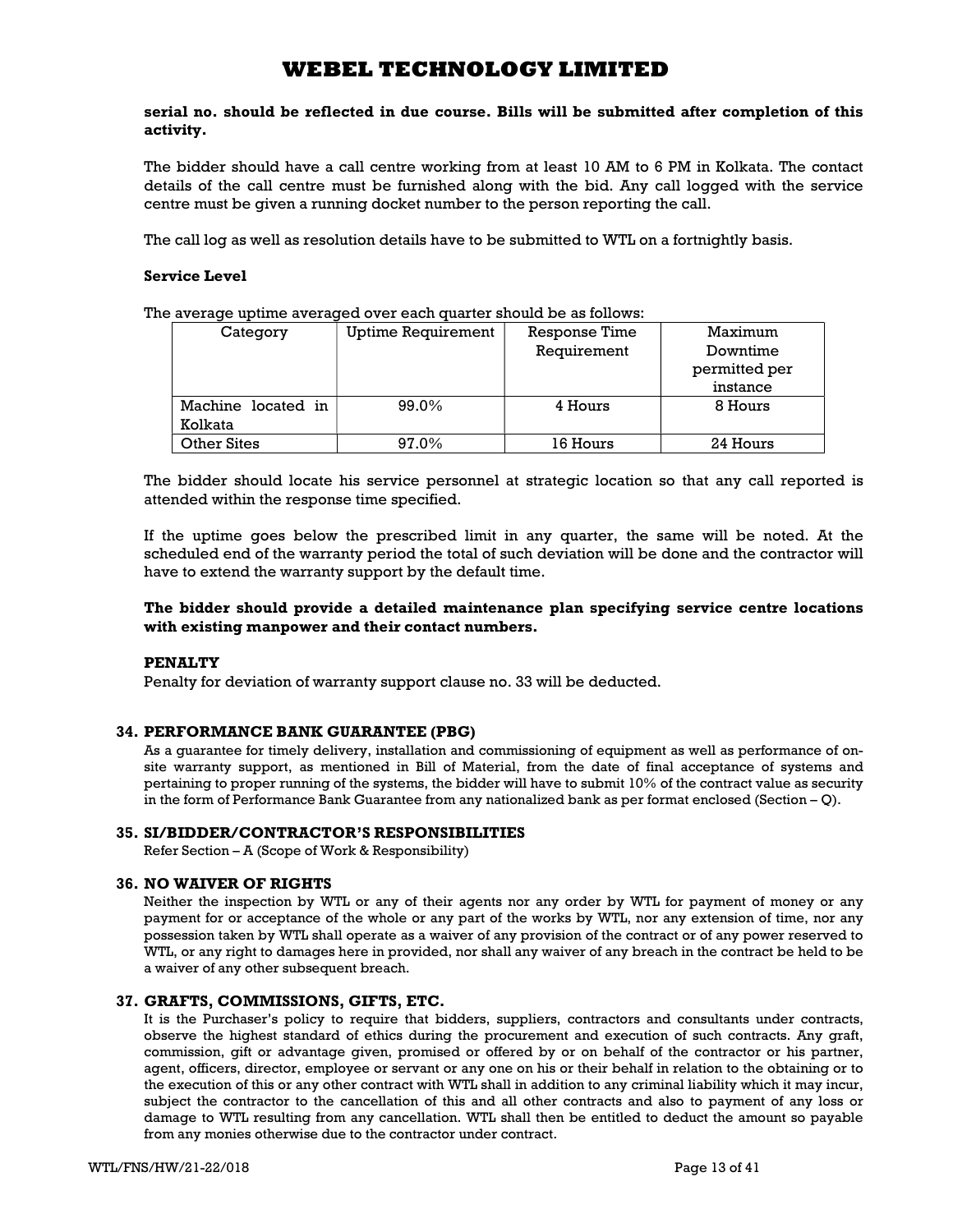**serial no. should be reflected in due course. Bills will be submitted after completion of this activity.**

The bidder should have a call centre working from at least 10 AM to 6 PM in Kolkata. The contact details of the call centre must be furnished along with the bid. Any call logged with the service centre must be given a running docket number to the person reporting the call.

The call log as well as resolution details have to be submitted to WTL on a fortnightly basis.

**Service Level**

The average uptime averaged over each quarter should be as follows:

| Category | Uptime Requirement | Response Time Requirement | Maximum Downtime permitted per instance |
|---|---|---|---|
| Machine located in Kolkata | 99.0% | 4 Hours | 8 Hours |
| Other Sites | 97.0% | 16 Hours | 24 Hours |

The bidder should locate his service personnel at strategic location so that any call reported is attended within the response time specified.

If the uptime goes below the prescribed limit in any quarter, the same will be noted. At the scheduled end of the warranty period the total of such deviation will be done and the contractor will have to extend the warranty support by the default time.

**The bidder should provide a detailed maintenance plan specifying service centre locations with existing manpower and their contact numbers.**

**PENALTY**

Penalty for deviation of warranty support clause no. 33 will be deducted.

### 34. PERFORMANCE BANK GUARANTEE (PBG)

As a guarantee for timely delivery, installation and commissioning of equipment as well as performance of on-site warranty support, as mentioned in Bill of Material, from the date of final acceptance of systems and pertaining to proper running of the systems, the bidder will have to submit 10% of the contract value as security in the form of Performance Bank Guarantee from any nationalized bank as per format enclosed (Section – Q).

### 35. SI/BIDDER/CONTRACTOR'S RESPONSIBILITIES

Refer Section – A (Scope of Work & Responsibility)

### 36. NO WAIVER OF RIGHTS

Neither the inspection by WTL or any of their agents nor any order by WTL for payment of money or any payment for or acceptance of the whole or any part of the works by WTL, nor any extension of time, nor any possession taken by WTL shall operate as a waiver of any provision of the contract or of any power reserved to WTL, or any right to damages here in provided, nor shall any waiver of any breach in the contract be held to be a waiver of any other subsequent breach.

### 37. GRAFTS, COMMISSIONS, GIFTS, ETC.

It is the Purchaser's policy to require that bidders, suppliers, contractors and consultants under contracts, observe the highest standard of ethics during the procurement and execution of such contracts. Any graft, commission, gift or advantage given, promised or offered by or on behalf of the contractor or his partner, agent, officers, director, employee or servant or any one on his or their behalf in relation to the obtaining or to the execution of this or any other contract with WTL shall in addition to any criminal liability which it may incur, subject the contractor to the cancellation of this and all other contracts and also to payment of any loss or damage to WTL resulting from any cancellation. WTL shall then be entitled to deduct the amount so payable from any monies otherwise due to the contractor under contract.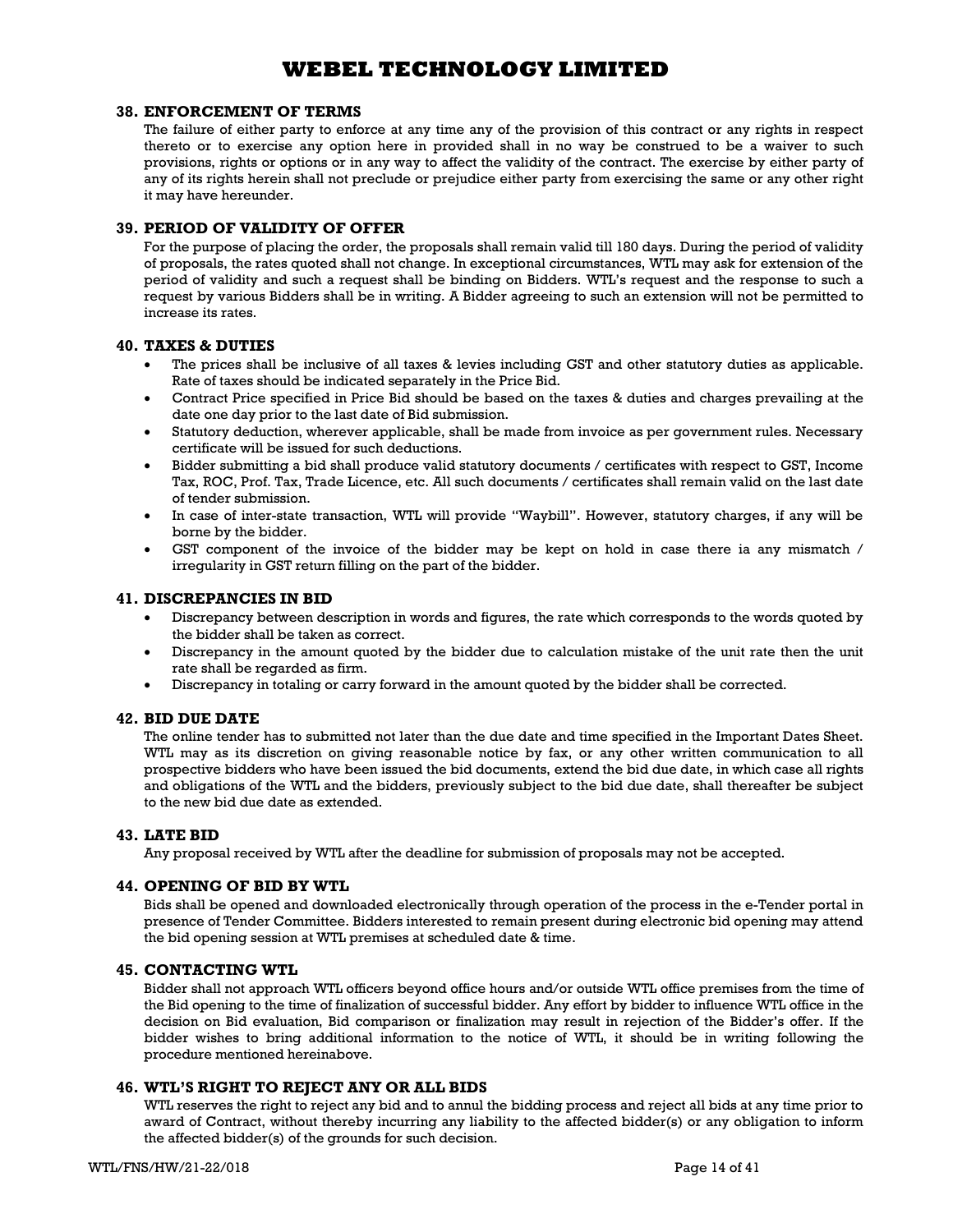### 38. ENFORCEMENT OF TERMS

The failure of either party to enforce at any time any of the provision of this contract or any rights in respect thereto or to exercise any option here in provided shall in no way be construed to be a waiver to such provisions, rights or options or in any way to affect the validity of the contract. The exercise by either party of any of its rights herein shall not preclude or prejudice either party from exercising the same or any other right it may have hereunder.

### 39. PERIOD OF VALIDITY OF OFFER

For the purpose of placing the order, the proposals shall remain valid till 180 days. During the period of validity of proposals, the rates quoted shall not change. In exceptional circumstances, WTL may ask for extension of the period of validity and such a request shall be binding on Bidders. WTL's request and the response to such a request by various Bidders shall be in writing. A Bidder agreeing to such an extension will not be permitted to increase its rates.

### 40. TAXES & DUTIES

- The prices shall be inclusive of all taxes & levies including GST and other statutory duties as applicable. Rate of taxes should be indicated separately in the Price Bid.
- Contract Price specified in Price Bid should be based on the taxes & duties and charges prevailing at the date one day prior to the last date of Bid submission.
- Statutory deduction, wherever applicable, shall be made from invoice as per government rules. Necessary certificate will be issued for such deductions.
- Bidder submitting a bid shall produce valid statutory documents / certificates with respect to GST, Income Tax, ROC, Prof. Tax, Trade Licence, etc. All such documents / certificates shall remain valid on the last date of tender submission.
- In case of inter-state transaction, WTL will provide "Waybill". However, statutory charges, if any will be borne by the bidder.
- GST component of the invoice of the bidder may be kept on hold in case there ia any mismatch / irregularity in GST return filling on the part of the bidder.

### 41. DISCREPANCIES IN BID

- Discrepancy between description in words and figures, the rate which corresponds to the words quoted by the bidder shall be taken as correct.
- Discrepancy in the amount quoted by the bidder due to calculation mistake of the unit rate then the unit rate shall be regarded as firm.
- Discrepancy in totaling or carry forward in the amount quoted by the bidder shall be corrected.

### 42. BID DUE DATE

The online tender has to submitted not later than the due date and time specified in the Important Dates Sheet. WTL may as its discretion on giving reasonable notice by fax, or any other written communication to all prospective bidders who have been issued the bid documents, extend the bid due date, in which case all rights and obligations of the WTL and the bidders, previously subject to the bid due date, shall thereafter be subject to the new bid due date as extended.

### 43. LATE BID

Any proposal received by WTL after the deadline for submission of proposals may not be accepted.

### 44. OPENING OF BID BY WTL

Bids shall be opened and downloaded electronically through operation of the process in the e-Tender portal in presence of Tender Committee. Bidders interested to remain present during electronic bid opening may attend the bid opening session at WTL premises at scheduled date & time.

### 45. CONTACTING WTL

Bidder shall not approach WTL officers beyond office hours and/or outside WTL office premises from the time of the Bid opening to the time of finalization of successful bidder. Any effort by bidder to influence WTL office in the decision on Bid evaluation, Bid comparison or finalization may result in rejection of the Bidder's offer. If the bidder wishes to bring additional information to the notice of WTL, it should be in writing following the procedure mentioned hereinabove.

### 46. WTL'S RIGHT TO REJECT ANY OR ALL BIDS

WTL reserves the right to reject any bid and to annul the bidding process and reject all bids at any time prior to award of Contract, without thereby incurring any liability to the affected bidder(s) or any obligation to inform the affected bidder(s) of the grounds for such decision.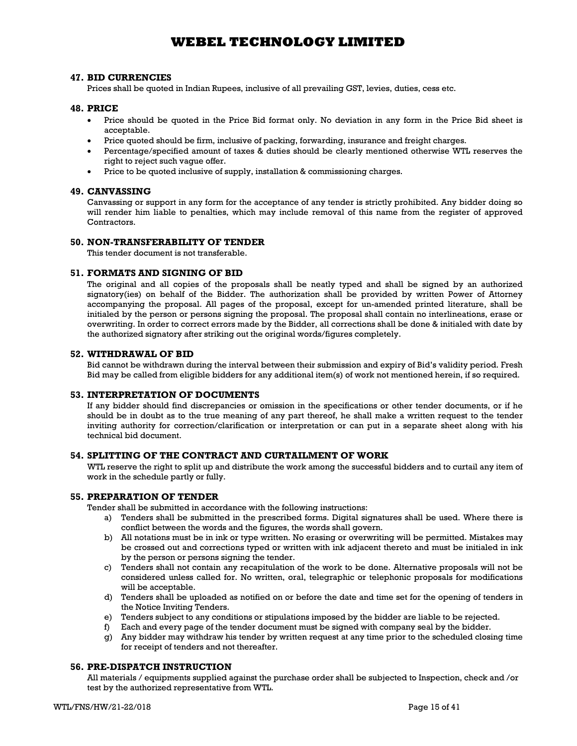### 47. BID CURRENCIES

Prices shall be quoted in Indian Rupees, inclusive of all prevailing GST, levies, duties, cess etc.

### 48. PRICE

- Price should be quoted in the Price Bid format only. No deviation in any form in the Price Bid sheet is acceptable.
- Price quoted should be firm, inclusive of packing, forwarding, insurance and freight charges.
- Percentage/specified amount of taxes & duties should be clearly mentioned otherwise WTL reserves the right to reject such vague offer.
- Price to be quoted inclusive of supply, installation & commissioning charges.

### 49. CANVASSING

Canvassing or support in any form for the acceptance of any tender is strictly prohibited. Any bidder doing so will render him liable to penalties, which may include removal of this name from the register of approved Contractors.

### 50. NON-TRANSFERABILITY OF TENDER

This tender document is not transferable.

### 51. FORMATS AND SIGNING OF BID

The original and all copies of the proposals shall be neatly typed and shall be signed by an authorized signatory(ies) on behalf of the Bidder. The authorization shall be provided by written Power of Attorney accompanying the proposal. All pages of the proposal, except for un-amended printed literature, shall be initialed by the person or persons signing the proposal. The proposal shall contain no interlineations, erase or overwriting. In order to correct errors made by the Bidder, all corrections shall be done & initialed with date by the authorized signatory after striking out the original words/figures completely.

### 52. WITHDRAWAL OF BID

Bid cannot be withdrawn during the interval between their submission and expiry of Bid's validity period. Fresh Bid may be called from eligible bidders for any additional item(s) of work not mentioned herein, if so required.

### 53. INTERPRETATION OF DOCUMENTS

If any bidder should find discrepancies or omission in the specifications or other tender documents, or if he should be in doubt as to the true meaning of any part thereof, he shall make a written request to the tender inviting authority for correction/clarification or interpretation or can put in a separate sheet along with his technical bid document.

### 54. SPLITTING OF THE CONTRACT AND CURTAILMENT OF WORK

WTL reserve the right to split up and distribute the work among the successful bidders and to curtail any item of work in the schedule partly or fully.

### 55. PREPARATION OF TENDER

Tender shall be submitted in accordance with the following instructions:

a) Tenders shall be submitted in the prescribed forms. Digital signatures shall be used. Where there is conflict between the words and the figures, the words shall govern.

b) All notations must be in ink or type written. No erasing or overwriting will be permitted. Mistakes may be crossed out and corrections typed or written with ink adjacent thereto and must be initialed in ink by the person or persons signing the tender.

c) Tenders shall not contain any recapitulation of the work to be done. Alternative proposals will not be considered unless called for. No written, oral, telegraphic or telephonic proposals for modifications will be acceptable.

d) Tenders shall be uploaded as notified on or before the date and time set for the opening of tenders in the Notice Inviting Tenders.

e) Tenders subject to any conditions or stipulations imposed by the bidder are liable to be rejected.

f) Each and every page of the tender document must be signed with company seal by the bidder.

g) Any bidder may withdraw his tender by written request at any time prior to the scheduled closing time for receipt of tenders and not thereafter.

### 56. PRE-DISPATCH INSTRUCTION

All materials / equipments supplied against the purchase order shall be subjected to Inspection, check and /or test by the authorized representative from WTL.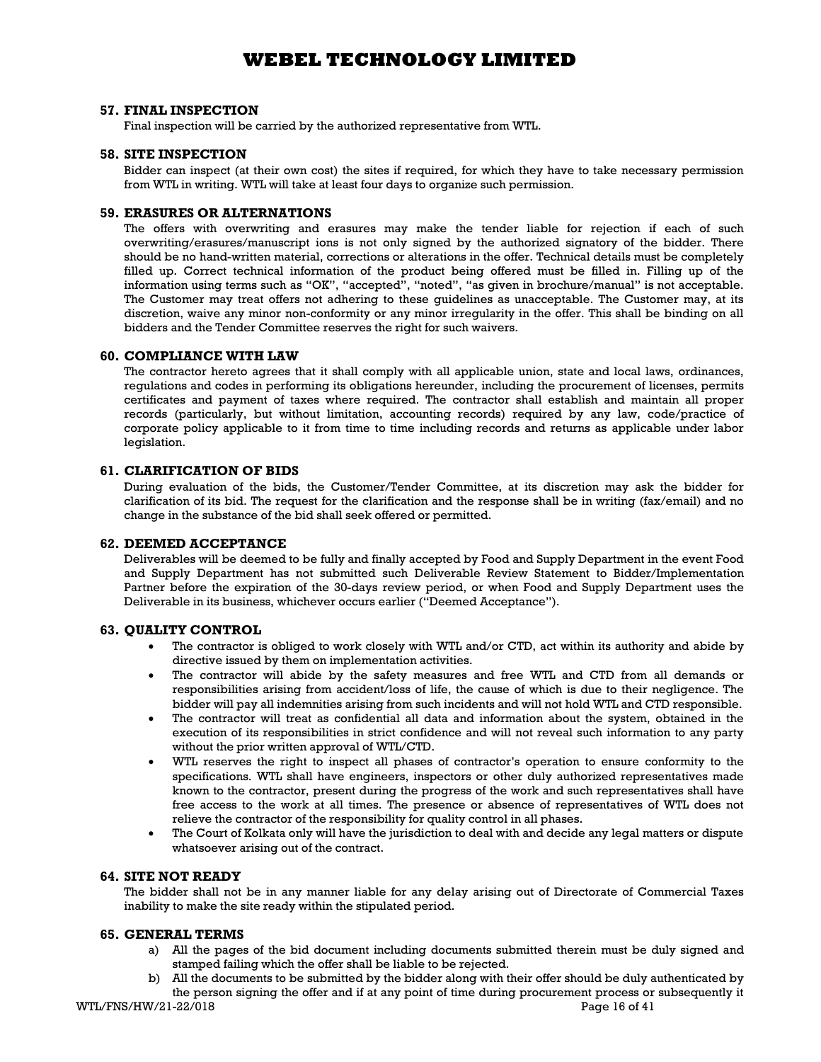### 57. FINAL INSPECTION

Final inspection will be carried by the authorized representative from WTL.

### 58. SITE INSPECTION

Bidder can inspect (at their own cost) the sites if required, for which they have to take necessary permission from WTL in writing. WTL will take at least four days to organize such permission.

### 59. ERASURES OR ALTERNATIONS

The offers with overwriting and erasures may make the tender liable for rejection if each of such overwriting/erasures/manuscript ions is not only signed by the authorized signatory of the bidder. There should be no hand-written material, corrections or alterations in the offer. Technical details must be completely filled up. Correct technical information of the product being offered must be filled in. Filling up of the information using terms such as "OK", "accepted", "noted", "as given in brochure/manual" is not acceptable. The Customer may treat offers not adhering to these guidelines as unacceptable. The Customer may, at its discretion, waive any minor non-conformity or any minor irregularity in the offer. This shall be binding on all bidders and the Tender Committee reserves the right for such waivers.

### 60. COMPLIANCE WITH LAW

The contractor hereto agrees that it shall comply with all applicable union, state and local laws, ordinances, regulations and codes in performing its obligations hereunder, including the procurement of licenses, permits certificates and payment of taxes where required. The contractor shall establish and maintain all proper records (particularly, but without limitation, accounting records) required by any law, code/practice of corporate policy applicable to it from time to time including records and returns as applicable under labor legislation.

### 61. CLARIFICATION OF BIDS

During evaluation of the bids, the Customer/Tender Committee, at its discretion may ask the bidder for clarification of its bid. The request for the clarification and the response shall be in writing (fax/email) and no change in the substance of the bid shall seek offered or permitted.

### 62. DEEMED ACCEPTANCE

Deliverables will be deemed to be fully and finally accepted by Food and Supply Department in the event Food and Supply Department has not submitted such Deliverable Review Statement to Bidder/Implementation Partner before the expiration of the 30-days review period, or when Food and Supply Department uses the Deliverable in its business, whichever occurs earlier ("Deemed Acceptance").

### 63. QUALITY CONTROL

- The contractor is obliged to work closely with WTL and/or CTD, act within its authority and abide by directive issued by them on implementation activities.
- The contractor will abide by the safety measures and free WTL and CTD from all demands or responsibilities arising from accident/loss of life, the cause of which is due to their negligence. The bidder will pay all indemnities arising from such incidents and will not hold WTL and CTD responsible.
- The contractor will treat as confidential all data and information about the system, obtained in the execution of its responsibilities in strict confidence and will not reveal such information to any party without the prior written approval of WTL/CTD.
- WTL reserves the right to inspect all phases of contractor's operation to ensure conformity to the specifications. WTL shall have engineers, inspectors or other duly authorized representatives made known to the contractor, present during the progress of the work and such representatives shall have free access to the work at all times. The presence or absence of representatives of WTL does not relieve the contractor of the responsibility for quality control in all phases.
- The Court of Kolkata only will have the jurisdiction to deal with and decide any legal matters or dispute whatsoever arising out of the contract.

### 64. SITE NOT READY

The bidder shall not be in any manner liable for any delay arising out of Directorate of Commercial Taxes inability to make the site ready within the stipulated period.

### 65. GENERAL TERMS

a) All the pages of the bid document including documents submitted therein must be duly signed and stamped failing which the offer shall be liable to be rejected.

b) All the documents to be submitted by the bidder along with their offer should be duly authenticated by the person signing the offer and if at any point of time during procurement process or subsequently it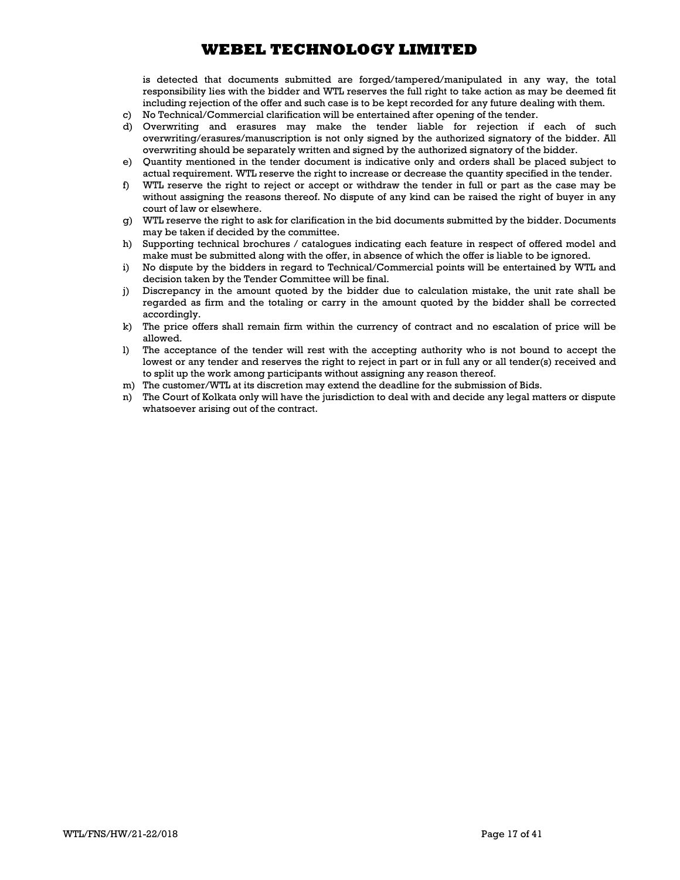is detected that documents submitted are forged/tampered/manipulated in any way, the total responsibility lies with the bidder and WTL reserves the full right to take action as may be deemed fit including rejection of the offer and such case is to be kept recorded for any future dealing with them.

c) No Technical/Commercial clarification will be entertained after opening of the tender.
d) Overwriting and erasures may make the tender liable for rejection if each of such overwriting/erasures/manuscription is not only signed by the authorized signatory of the bidder. All overwriting should be separately written and signed by the authorized signatory of the bidder.
e) Quantity mentioned in the tender document is indicative only and orders shall be placed subject to actual requirement. WTL reserve the right to increase or decrease the quantity specified in the tender.
f) WTL reserve the right to reject or accept or withdraw the tender in full or part as the case may be without assigning the reasons thereof. No dispute of any kind can be raised the right of buyer in any court of law or elsewhere.
g) WTL reserve the right to ask for clarification in the bid documents submitted by the bidder. Documents may be taken if decided by the committee.
h) Supporting technical brochures / catalogues indicating each feature in respect of offered model and make must be submitted along with the offer, in absence of which the offer is liable to be ignored.
i) No dispute by the bidders in regard to Technical/Commercial points will be entertained by WTL and decision taken by the Tender Committee will be final.
j) Discrepancy in the amount quoted by the bidder due to calculation mistake, the unit rate shall be regarded as firm and the totaling or carry in the amount quoted by the bidder shall be corrected accordingly.
k) The price offers shall remain firm within the currency of contract and no escalation of price will be allowed.
l) The acceptance of the tender will rest with the accepting authority who is not bound to accept the lowest or any tender and reserves the right to reject in part or in full any or all tender(s) received and to split up the work among participants without assigning any reason thereof.
m) The customer/WTL at its discretion may extend the deadline for the submission of Bids.
n) The Court of Kolkata only will have the jurisdiction to deal with and decide any legal matters or dispute whatsoever arising out of the contract.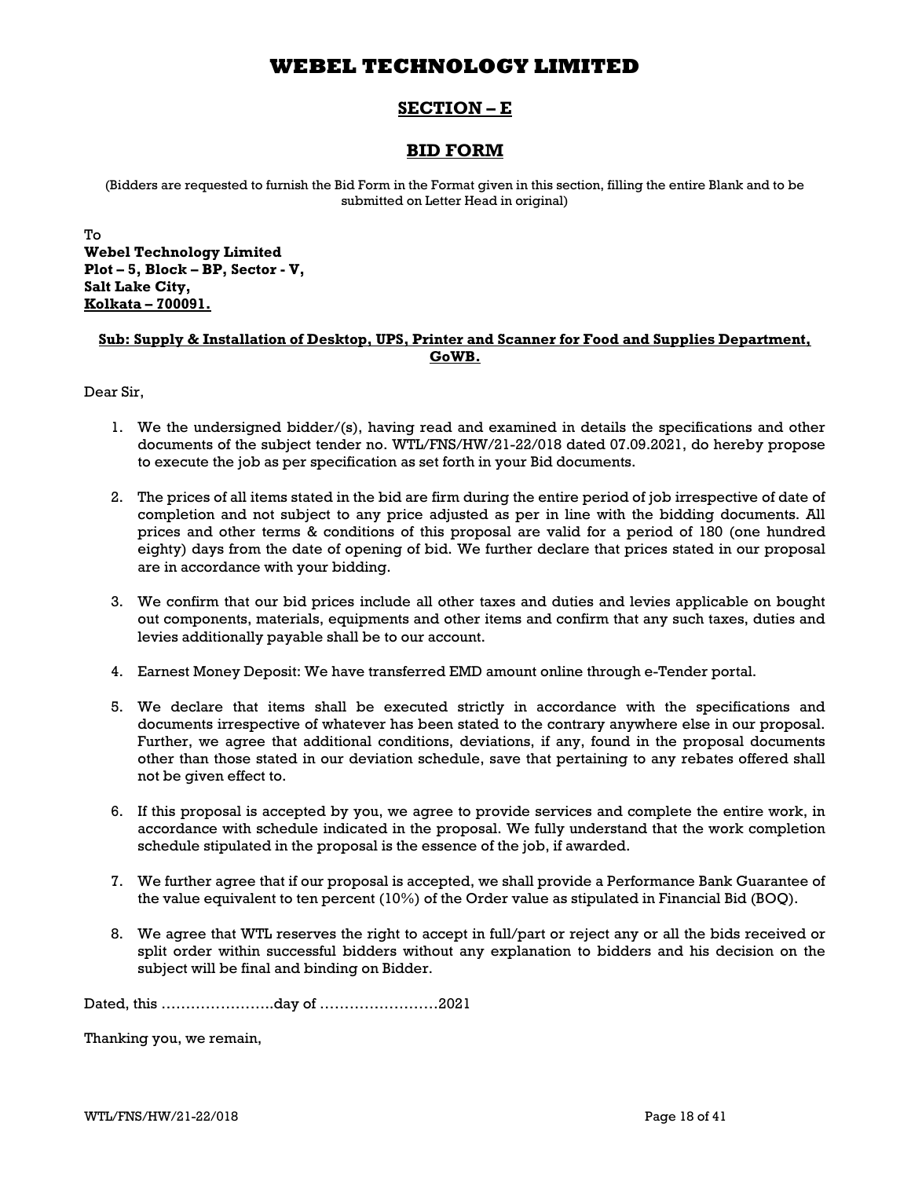# WEBEL TECHNOLOGY LIMITED

## SECTION – E

## BID FORM

(Bidders are requested to furnish the Bid Form in the Format given in this section, filling the entire Blank and to be submitted on Letter Head in original)

To
**Webel Technology Limited**
**Plot – 5, Block – BP, Sector - V,**
**Salt Lake City,**
**Kolkata – 700091.**

**Sub: Supply & Installation of Desktop, UPS, Printer and Scanner for Food and Supplies Department, GoWB.**

Dear Sir,

1. We the undersigned bidder/(s), having read and examined in details the specifications and other documents of the subject tender no. WTL/FNS/HW/21-22/018 dated 07.09.2021, do hereby propose to execute the job as per specification as set forth in your Bid documents.

2. The prices of all items stated in the bid are firm during the entire period of job irrespective of date of completion and not subject to any price adjusted as per in line with the bidding documents. All prices and other terms & conditions of this proposal are valid for a period of 180 (one hundred eighty) days from the date of opening of bid. We further declare that prices stated in our proposal are in accordance with your bidding.

3. We confirm that our bid prices include all other taxes and duties and levies applicable on bought out components, materials, equipments and other items and confirm that any such taxes, duties and levies additionally payable shall be to our account.

4. Earnest Money Deposit: We have transferred EMD amount online through e-Tender portal.

5. We declare that items shall be executed strictly in accordance with the specifications and documents irrespective of whatever has been stated to the contrary anywhere else in our proposal. Further, we agree that additional conditions, deviations, if any, found in the proposal documents other than those stated in our deviation schedule, save that pertaining to any rebates offered shall not be given effect to.

6. If this proposal is accepted by you, we agree to provide services and complete the entire work, in accordance with schedule indicated in the proposal. We fully understand that the work completion schedule stipulated in the proposal is the essence of the job, if awarded.

7. We further agree that if our proposal is accepted, we shall provide a Performance Bank Guarantee of the value equivalent to ten percent (10%) of the Order value as stipulated in Financial Bid (BOQ).

8. We agree that WTL reserves the right to accept in full/part or reject any or all the bids received or split order within successful bidders without any explanation to bidders and his decision on the subject will be final and binding on Bidder.

Dated, this …………………..day of ……………………2021

Thanking you, we remain,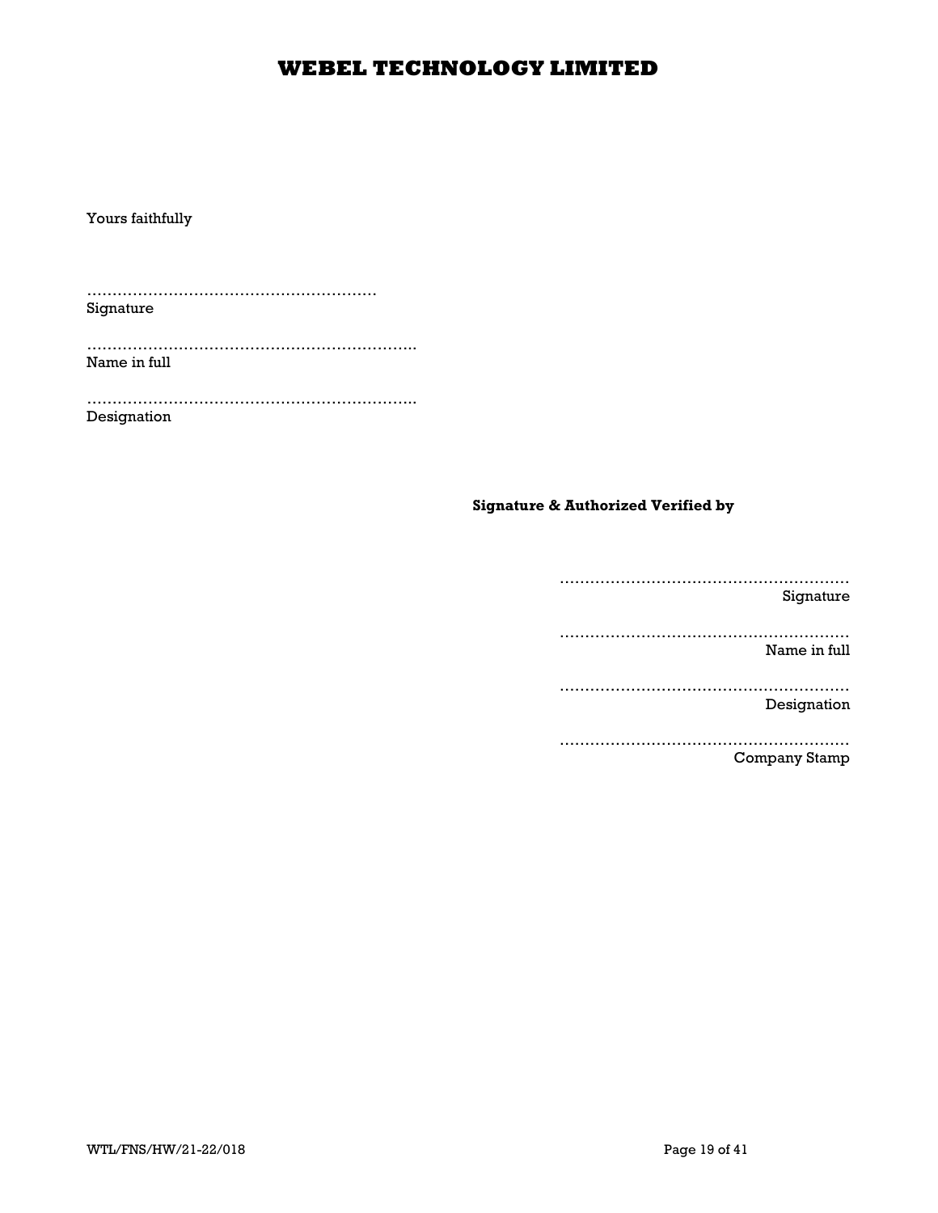Yours faithfully

…………………………………………………
Signature

………………………………………………………..
Name in full

………………………………………………………..
Designation

**Signature & Authorized Verified by**

…………………………………………………
Signature

…………………………………………………
Name in full

…………………………………………………
Designation

…………………………………………………
Company Stamp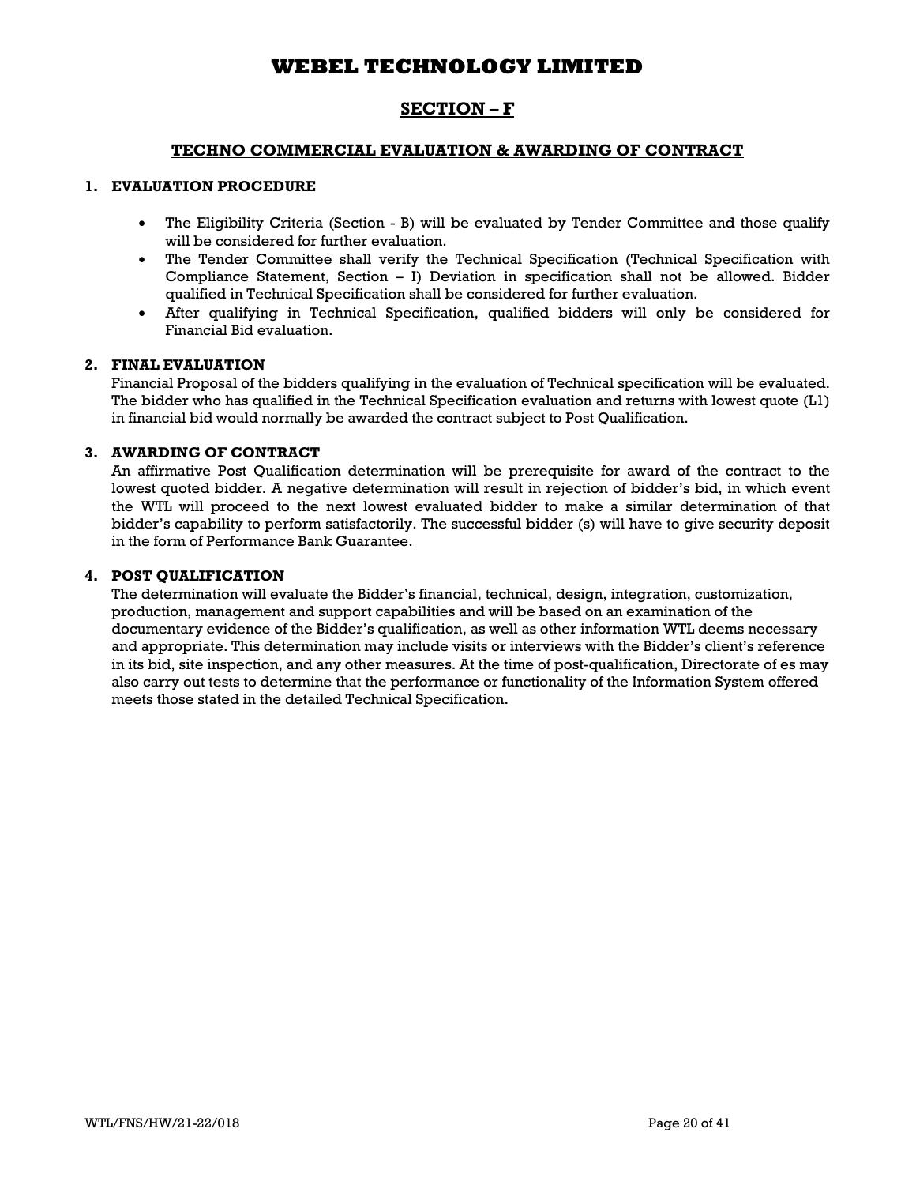# WEBEL TECHNOLOGY LIMITED

## SECTION – F

### TECHNO COMMERCIAL EVALUATION & AWARDING OF CONTRACT

**1. EVALUATION PROCEDURE**

- The Eligibility Criteria (Section - B) will be evaluated by Tender Committee and those qualify will be considered for further evaluation.
- The Tender Committee shall verify the Technical Specification (Technical Specification with Compliance Statement, Section – I) Deviation in specification shall not be allowed. Bidder qualified in Technical Specification shall be considered for further evaluation.
- After qualifying in Technical Specification, qualified bidders will only be considered for Financial Bid evaluation.

**2. FINAL EVALUATION**

Financial Proposal of the bidders qualifying in the evaluation of Technical specification will be evaluated. The bidder who has qualified in the Technical Specification evaluation and returns with lowest quote (L1) in financial bid would normally be awarded the contract subject to Post Qualification.

**3. AWARDING OF CONTRACT**

An affirmative Post Qualification determination will be prerequisite for award of the contract to the lowest quoted bidder. A negative determination will result in rejection of bidder's bid, in which event the WTL will proceed to the next lowest evaluated bidder to make a similar determination of that bidder's capability to perform satisfactorily. The successful bidder (s) will have to give security deposit in the form of Performance Bank Guarantee.

**4. POST QUALIFICATION**

The determination will evaluate the Bidder's financial, technical, design, integration, customization, production, management and support capabilities and will be based on an examination of the documentary evidence of the Bidder's qualification, as well as other information WTL deems necessary and appropriate. This determination may include visits or interviews with the Bidder's client's reference in its bid, site inspection, and any other measures. At the time of post-qualification, Directorate of es may also carry out tests to determine that the performance or functionality of the Information System offered meets those stated in the detailed Technical Specification.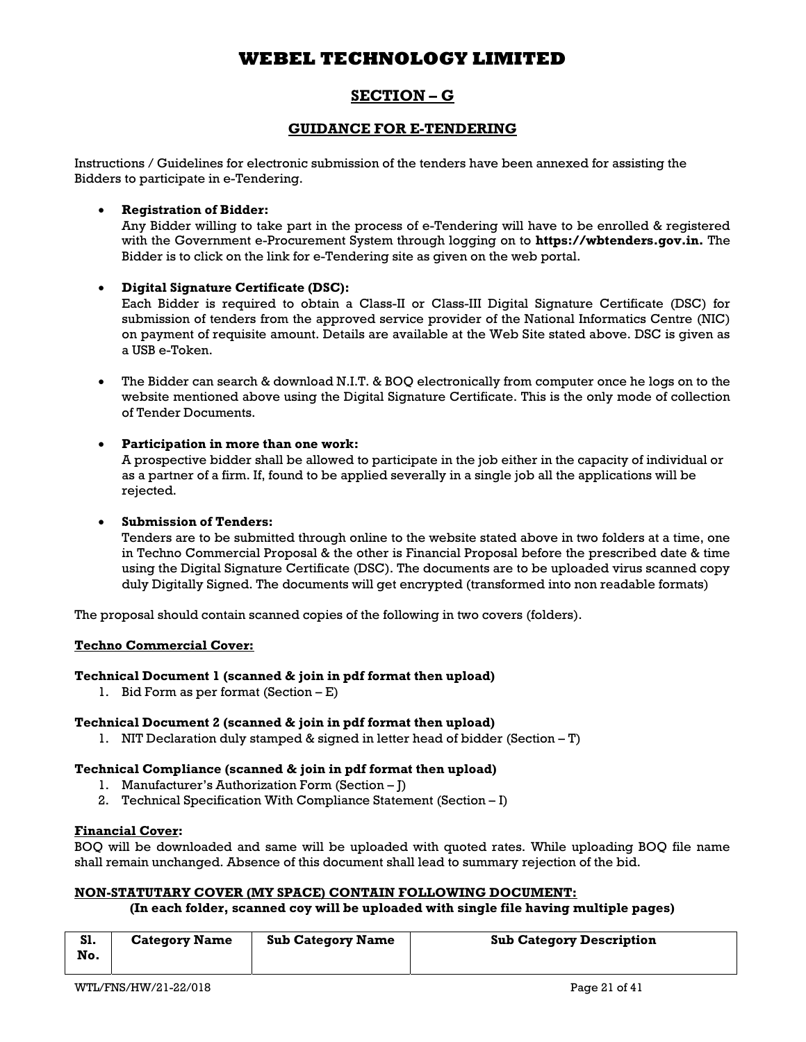# WEBEL TECHNOLOGY LIMITED

## SECTION – G

## GUIDANCE FOR E-TENDERING

Instructions / Guidelines for electronic submission of the tenders have been annexed for assisting the Bidders to participate in e-Tendering.

- **Registration of Bidder:**
  Any Bidder willing to take part in the process of e-Tendering will have to be enrolled & registered with the Government e-Procurement System through logging on to **https://wbtenders.gov.in.** The Bidder is to click on the link for e-Tendering site as given on the web portal.

- **Digital Signature Certificate (DSC):**
  Each Bidder is required to obtain a Class-II or Class-III Digital Signature Certificate (DSC) for submission of tenders from the approved service provider of the National Informatics Centre (NIC) on payment of requisite amount. Details are available at the Web Site stated above. DSC is given as a USB e-Token.

- The Bidder can search & download N.I.T. & BOQ electronically from computer once he logs on to the website mentioned above using the Digital Signature Certificate. This is the only mode of collection of Tender Documents.

- **Participation in more than one work:**
  A prospective bidder shall be allowed to participate in the job either in the capacity of individual or as a partner of a firm. If, found to be applied severally in a single job all the applications will be rejected.

- **Submission of Tenders:**
  Tenders are to be submitted through online to the website stated above in two folders at a time, one in Techno Commercial Proposal & the other is Financial Proposal before the prescribed date & time using the Digital Signature Certificate (DSC). The documents are to be uploaded virus scanned copy duly Digitally Signed. The documents will get encrypted (transformed into non readable formats)

The proposal should contain scanned copies of the following in two covers (folders).

**Techno Commercial Cover:**

**Technical Document 1 (scanned & join in pdf format then upload)**

1. Bid Form as per format (Section – E)

**Technical Document 2 (scanned & join in pdf format then upload)**

1. NIT Declaration duly stamped & signed in letter head of bidder (Section – T)

**Technical Compliance (scanned & join in pdf format then upload)**

1. Manufacturer's Authorization Form (Section – J)
2. Technical Specification With Compliance Statement (Section – I)

**Financial Cover:**

BOQ will be downloaded and same will be uploaded with quoted rates. While uploading BOQ file name shall remain unchanged. Absence of this document shall lead to summary rejection of the bid.

**NON-STATUTARY COVER (MY SPACE) CONTAIN FOLLOWING DOCUMENT:**

**(In each folder, scanned coy will be uploaded with single file having multiple pages)**

| Sl. No. | Category Name | Sub Category Name | Sub Category Description |
|---|---|---|---|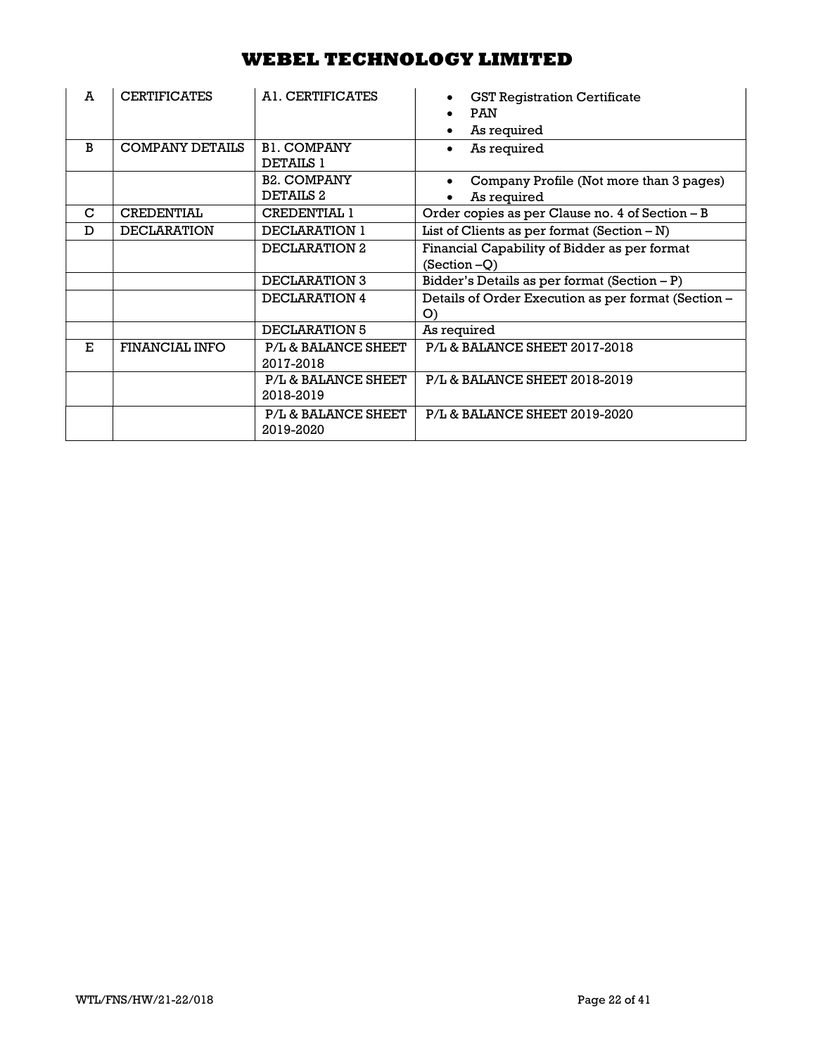| A | CERTIFICATES | A1. CERTIFICATES | • GST Registration Certificate<br>• PAN<br>• As required |
|---|---|---|---|
| B | COMPANY DETAILS | B1. COMPANY DETAILS 1 | • As required |
| | | B2. COMPANY DETAILS 2 | • Company Profile (Not more than 3 pages)<br>• As required |
| C | CREDENTIAL | CREDENTIAL 1 | Order copies as per Clause no. 4 of Section – B |
| D | DECLARATION | DECLARATION 1 | List of Clients as per format (Section – N) |
| | | DECLARATION 2 | Financial Capability of Bidder as per format (Section –Q) |
| | | DECLARATION 3 | Bidder's Details as per format (Section – P) |
| | | DECLARATION 4 | Details of Order Execution as per format (Section – O) |
| | | DECLARATION 5 | As required |
| E | FINANCIAL INFO | P/L & BALANCE SHEET 2017-2018 | P/L & BALANCE SHEET 2017-2018 |
| | | P/L & BALANCE SHEET 2018-2019 | P/L & BALANCE SHEET 2018-2019 |
| | | P/L & BALANCE SHEET 2019-2020 | P/L & BALANCE SHEET 2019-2020 |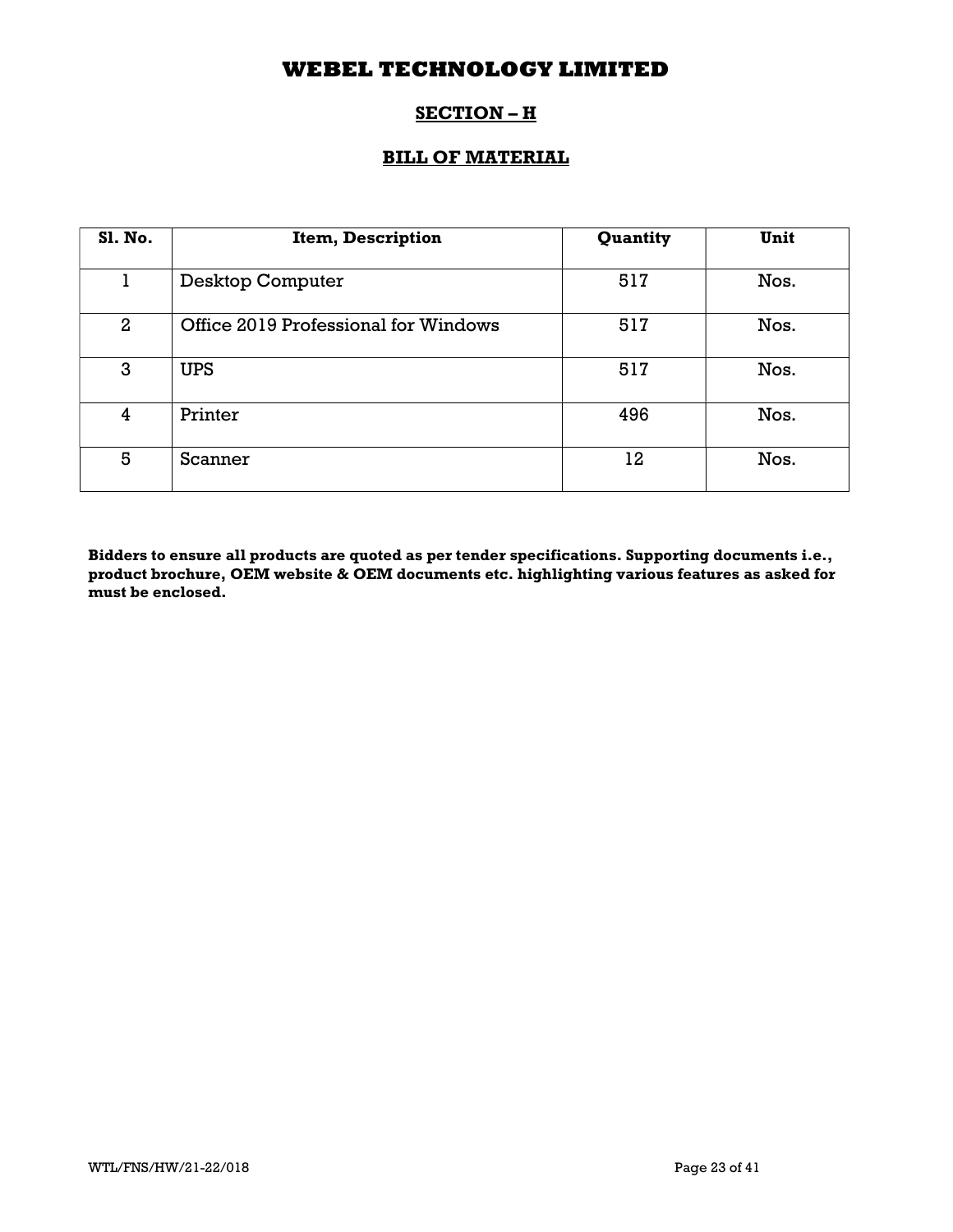# WEBEL TECHNOLOGY LIMITED

## SECTION – H

## BILL OF MATERIAL

| Sl. No. | Item, Description | Quantity | Unit |
|---|---|---|---|
| 1 | Desktop Computer | 517 | Nos. |
| 2 | Office 2019 Professional for Windows | 517 | Nos. |
| 3 | UPS | 517 | Nos. |
| 4 | Printer | 496 | Nos. |
| 5 | Scanner | 12 | Nos. |

**Bidders to ensure all products are quoted as per tender specifications. Supporting documents i.e., product brochure, OEM website & OEM documents etc. highlighting various features as asked for must be enclosed.**

WTL/FNS/HW/21-22/018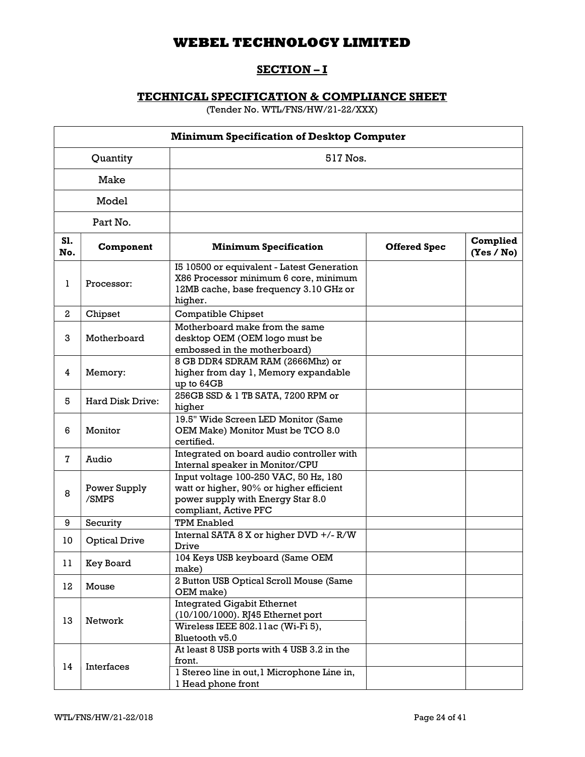# WEBEL TECHNOLOGY LIMITED

## SECTION – I

### TECHNICAL SPECIFICATION & COMPLIANCE SHEET

(Tender No. WTL/FNS/HW/21-22/XXX)

| Minimum Specification of Desktop Computer | | | | |
|---|---|---|---|---|
| Quantity | | 517 Nos. | | |
| Make | | | | |
| Model | | | | |
| Part No. | | | | |
| **Sl. No.** | **Component** | **Minimum Specification** | **Offered Spec** | **Complied (Yes / No)** |
| 1 | Processor: | I5 10500 or equivalent - Latest Generation X86 Processor minimum 6 core, minimum 12MB cache, base frequency 3.10 GHz or higher. | | |
| 2 | Chipset | Compatible Chipset | | |
| 3 | Motherboard | Motherboard make from the same desktop OEM (OEM logo must be embossed in the motherboard) | | |
| 4 | Memory: | 8 GB DDR4 SDRAM RAM (2666Mhz) or higher from day 1, Memory expandable up to 64GB | | |
| 5 | Hard Disk Drive: | 256GB SSD & 1 TB SATA, 7200 RPM or higher | | |
| 6 | Monitor | 19.5" Wide Screen LED Monitor (Same OEM Make) Monitor Must be TCO 8.0 certified. | | |
| 7 | Audio | Integrated on board audio controller with Internal speaker in Monitor/CPU | | |
| 8 | Power Supply /SMPS | Input voltage 100-250 VAC, 50 Hz, 180 watt or higher, 90% or higher efficient power supply with Energy Star 8.0 compliant, Active PFC | | |
| 9 | Security | TPM Enabled | | |
| 10 | Optical Drive | Internal SATA 8 X or higher DVD +/- R/W Drive | | |
| 11 | Key Board | 104 Keys USB keyboard (Same OEM make) | | |
| 12 | Mouse | 2 Button USB Optical Scroll Mouse (Same OEM make) | | |
| 13 | Network | Integrated Gigabit Ethernet (10/100/1000). RJ45 Ethernet port | | |
| | | Wireless IEEE 802.11ac (Wi-Fi 5), Bluetooth v5.0 | | |
| 14 | Interfaces | At least 8 USB ports with 4 USB 3.2 in the front. | | |
| | | 1 Stereo line in out,1 Microphone Line in, 1 Head phone front | | |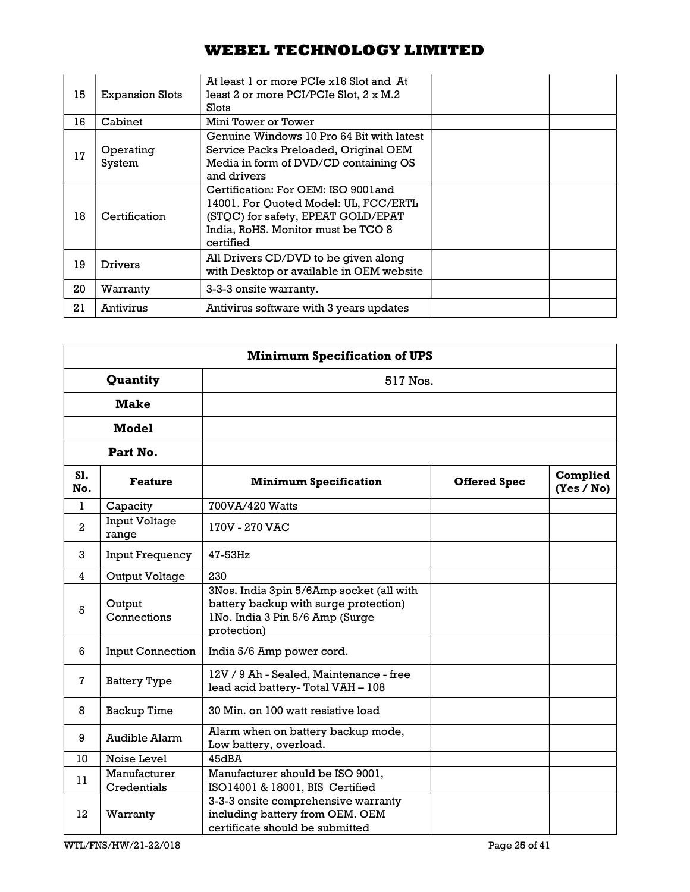| 15 | Expansion Slots | At least 1 or more PCIe x16 Slot and At least 2 or more PCI/PCIe Slot, 2 x M.2 Slots | | |
|---|---|---|---|---|
| 16 | Cabinet | Mini Tower or Tower | | |
| 17 | Operating System | Genuine Windows 10 Pro 64 Bit with latest Service Packs Preloaded, Original OEM Media in form of DVD/CD containing OS and drivers | | |
| 18 | Certification | Certification: For OEM: ISO 9001and 14001. For Quoted Model: UL, FCC/ERTL (STQC) for safety, EPEAT GOLD/EPAT India, RoHS. Monitor must be TCO 8 certified | | |
| 19 | Drivers | All Drivers CD/DVD to be given along with Desktop or available in OEM website | | |
| 20 | Warranty | 3-3-3 onsite warranty. | | |
| 21 | Antivirus | Antivirus software with 3 years updates | | |

| **Minimum Specification of UPS** | | | | |
|---|---|---|---|---|
| **Quantity** | | 517 Nos. | | |
| **Make** | | | | |
| **Model** | | | | |
| **Part No.** | | | | |
| **Sl. No.** | **Feature** | **Minimum Specification** | **Offered Spec** | **Complied (Yes / No)** |
| 1 | Capacity | 700VA/420 Watts | | |
| 2 | Input Voltage range | 170V - 270 VAC | | |
| 3 | Input Frequency | 47-53Hz | | |
| 4 | Output Voltage | 230 | | |
| 5 | Output Connections | 3Nos. India 3pin 5/6Amp socket (all with battery backup with surge protection) 1No. India 3 Pin 5/6 Amp (Surge protection) | | |
| 6 | Input Connection | India 5/6 Amp power cord. | | |
| 7 | Battery Type | 12V / 9 Ah - Sealed, Maintenance - free lead acid battery- Total VAH – 108 | | |
| 8 | Backup Time | 30 Min. on 100 watt resistive load | | |
| 9 | Audible Alarm | Alarm when on battery backup mode, Low battery, overload. | | |
| 10 | Noise Level | 45dBA | | |
| 11 | Manufacturer Credentials | Manufacturer should be ISO 9001, ISO14001 & 18001, BIS Certified | | |
| 12 | Warranty | 3-3-3 onsite comprehensive warranty including battery from OEM. OEM certificate should be submitted | | |

WTL/FNS/HW/21-22/018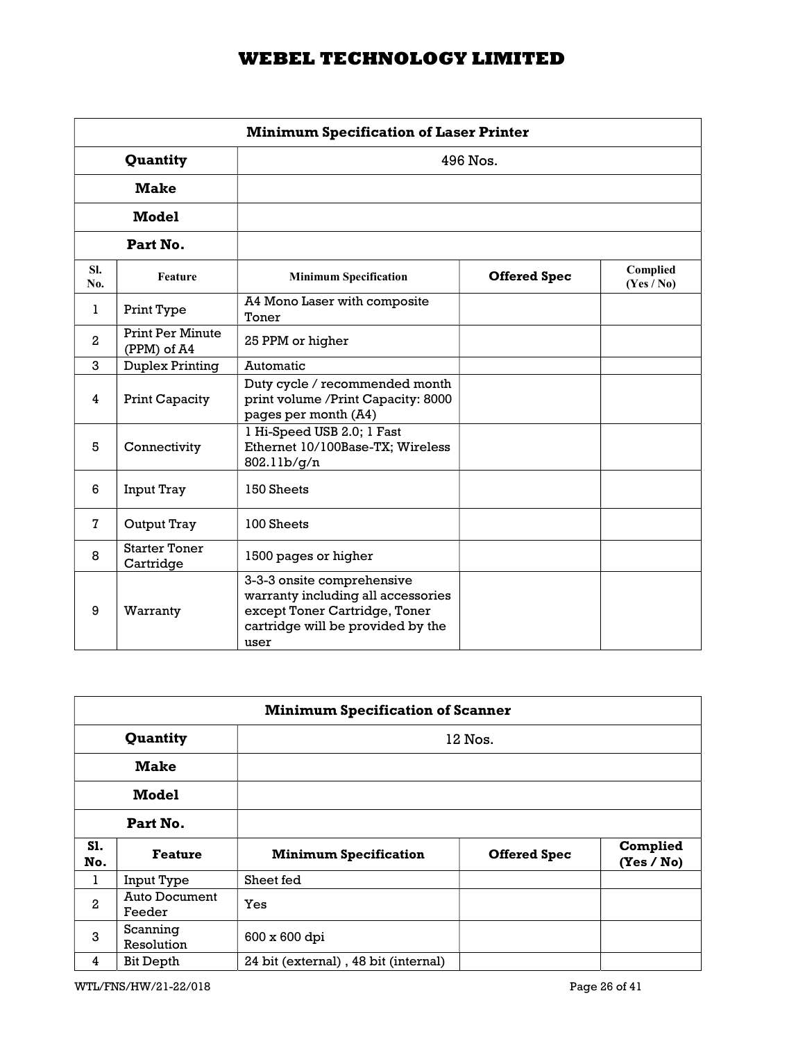| Minimum Specification of Laser Printer | | | | |
|---|---|---|---|---|
| **Quantity** | | 496 Nos. | | |
| **Make** | | | | |
| **Model** | | | | |
| **Part No.** | | | | |
| **Sl. No.** | **Feature** | **Minimum Specification** | **Offered Spec** | **Complied (Yes / No)** |
| 1 | Print Type | A4 Mono Laser with composite Toner | | |
| 2 | Print Per Minute (PPM) of A4 | 25 PPM or higher | | |
| 3 | Duplex Printing | Automatic | | |
| 4 | Print Capacity | Duty cycle / recommended month print volume /Print Capacity: 8000 pages per month (A4) | | |
| 5 | Connectivity | 1 Hi-Speed USB 2.0; 1 Fast Ethernet 10/100Base-TX; Wireless 802.11b/g/n | | |
| 6 | Input Tray | 150 Sheets | | |
| 7 | Output Tray | 100 Sheets | | |
| 8 | Starter Toner Cartridge | 1500 pages or higher | | |
| 9 | Warranty | 3-3-3 onsite comprehensive warranty including all accessories except Toner Cartridge, Toner cartridge will be provided by the user | | |

| Minimum Specification of Scanner | | | | |
|---|---|---|---|---|
| **Quantity** | | 12 Nos. | | |
| **Make** | | | | |
| **Model** | | | | |
| **Part No.** | | | | |
| **Sl. No.** | **Feature** | **Minimum Specification** | **Offered Spec** | **Complied (Yes / No)** |
| 1 | Input Type | Sheet fed | | |
| 2 | Auto Document Feeder | Yes | | |
| 3 | Scanning Resolution | 600 x 600 dpi | | |
| 4 | Bit Depth | 24 bit (external) , 48 bit (internal) | | |

WTL/FNS/HW/21-22/018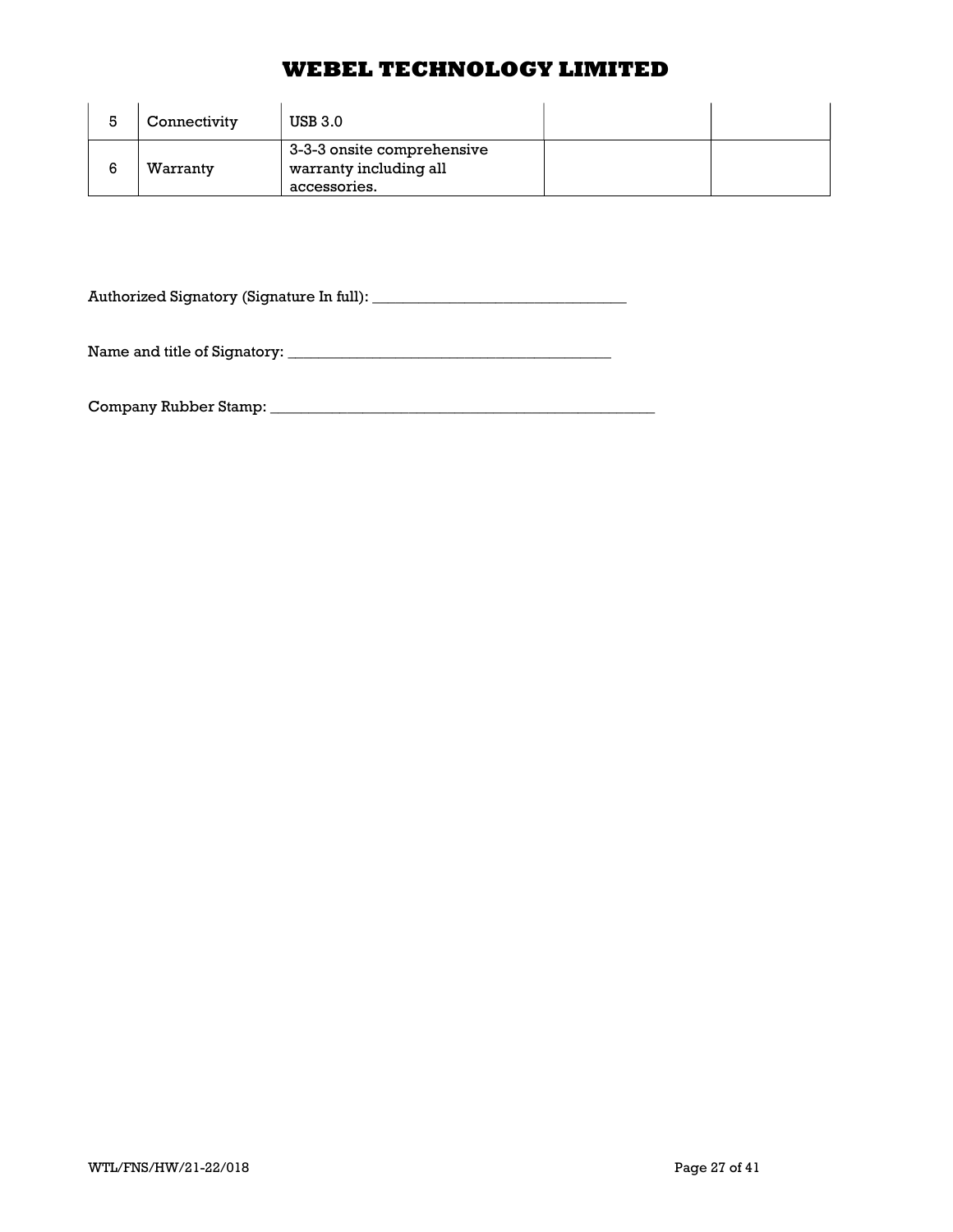| 5 | Connectivity | USB 3.0 | | |
|---|---|---|---|---|
| 6 | Warranty | 3-3-3 onsite comprehensive warranty including all accessories. | | |

Authorized Signatory (Signature In full): _________________________________

Name and title of Signatory: ___________________________________________

Company Rubber Stamp: _____________________________________________________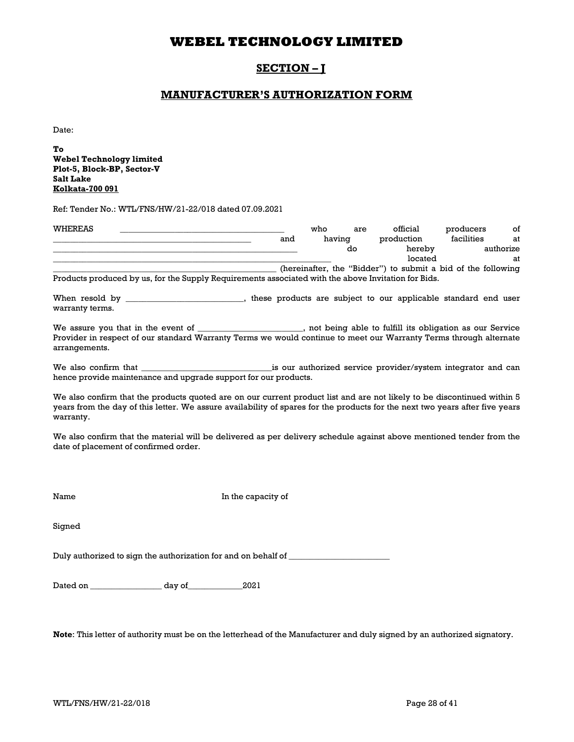# WEBEL TECHNOLOGY LIMITED

## SECTION – J

## MANUFACTURER'S AUTHORIZATION FORM

Date:

**To**
**Webel Technology limited**
**Plot-5, Block-BP, Sector-V**
**Salt Lake**
**Kolkata-700 091**

Ref: Tender No.: WTL/FNS/HW/21-22/018 dated 07.09.2021

WHEREAS ______________________________ who are official producers of ____________________________________ and having production facilities at ______________________________________________ do hereby authorize ____________________________________________________ located at ________________________________________ (hereinafter, the "Bidder") to submit a bid of the following Products produced by us, for the Supply Requirements associated with the above Invitation for Bids.

When resold by ________________________, these products are subject to our applicable standard end user warranty terms.

We assure you that in the event of ______________________, not being able to fulfill its obligation as our Service Provider in respect of our standard Warranty Terms we would continue to meet our Warranty Terms through alternate arrangements.

We also confirm that ____________________________is our authorized service provider/system integrator and can hence provide maintenance and upgrade support for our products.

We also confirm that the products quoted are on our current product list and are not likely to be discontinued within 5 years from the day of this letter. We assure availability of spares for the products for the next two years after five years warranty.

We also confirm that the material will be delivered as per delivery schedule against above mentioned tender from the date of placement of confirmed order.

Name In the capacity of

Signed

Duly authorized to sign the authorization for and on behalf of ______________________

Dated on _______________ day of____________2021

**Note**: This letter of authority must be on the letterhead of the Manufacturer and duly signed by an authorized signatory.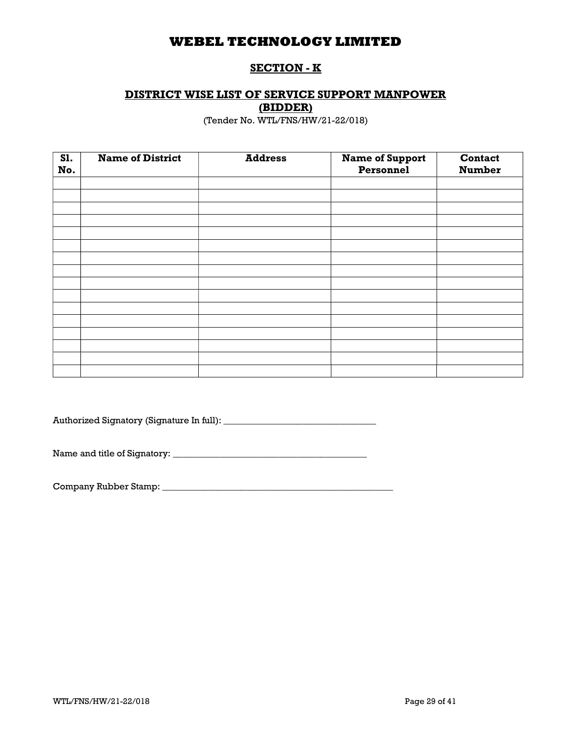# WEBEL TECHNOLOGY LIMITED

## SECTION - K

### DISTRICT WISE LIST OF SERVICE SUPPORT MANPOWER (BIDDER)

(Tender No. WTL/FNS/HW/21-22/018)

| Sl. No. | Name of District | Address | Name of Support Personnel | Contact Number |
|---|---|---|---|---|
| | | | | |
| | | | | |
| | | | | |
| | | | | |
| | | | | |
| | | | | |
| | | | | |
| | | | | |
| | | | | |
| | | | | |
| | | | | |
| | | | | |
| | | | | |
| | | | | |
| | | | | |
| | | | | |

Authorized Signatory (Signature In full): _________________________________

Name and title of Signatory: __________________________________________

Company Rubber Stamp: _____________________________________________________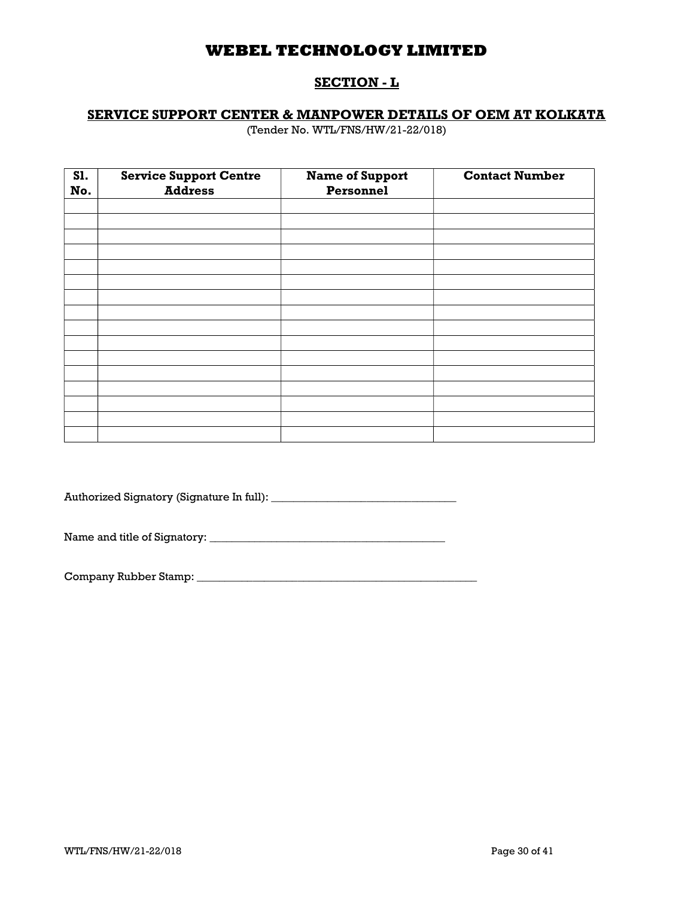# WEBEL TECHNOLOGY LIMITED

## SECTION - L

### SERVICE SUPPORT CENTER & MANPOWER DETAILS OF OEM AT KOLKATA

(Tender No. WTL/FNS/HW/21-22/018)

| Sl. No. | Service Support Centre Address | Name of Support Personnel | Contact Number |
|---|---|---|---|
| | | | |
| | | | |
| | | | |
| | | | |
| | | | |
| | | | |
| | | | |
| | | | |
| | | | |
| | | | |
| | | | |
| | | | |
| | | | |
| | | | |
| | | | |
| | | | |

Authorized Signatory (Signature In full): _________________________________

Name and title of Signatory: ______________________________________________

Company Rubber Stamp: ____________________________________________________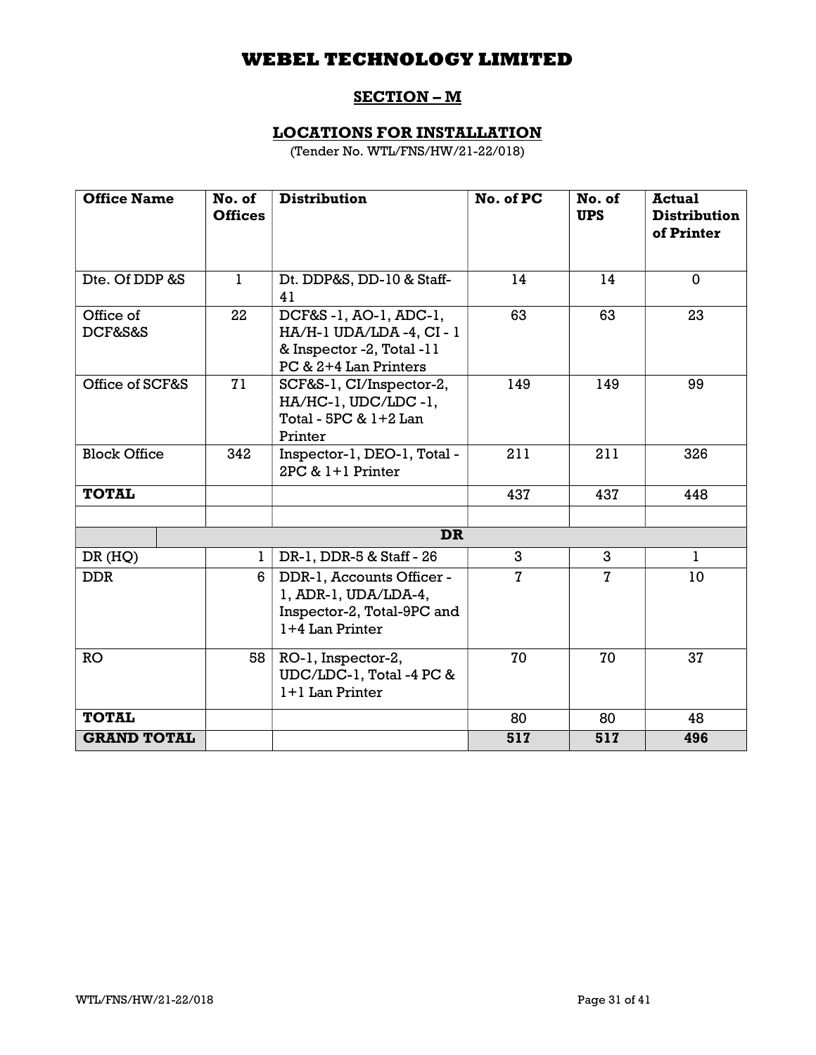# WEBEL TECHNOLOGY LIMITED

## SECTION – M

## LOCATIONS FOR INSTALLATION

(Tender No. WTL/FNS/HW/21-22/018)

| Office Name | No. of Offices | Distribution | No. of PC | No. of UPS | Actual Distribution of Printer |
|---|---|---|---|---|---|
| Dte. Of DDP &S | 1 | Dt. DDP&S, DD-10 & Staff-41 | 14 | 14 | 0 |
| Office of DCF&S&S | 22 | DCF&S -1, AO-1, ADC-1, HA/H-1 UDA/LDA -4, CI - 1 & Inspector -2, Total -11 PC & 2+4 Lan Printers | 63 | 63 | 23 |
| Office of SCF&S | 71 | SCF&S-1, CI/Inspector-2, HA/HC-1, UDC/LDC -1, Total - 5PC & 1+2 Lan Printer | 149 | 149 | 99 |
| Block Office | 342 | Inspector-1, DEO-1, Total - 2PC & 1+1 Printer | 211 | 211 | 326 |
| **TOTAL** | | | 437 | 437 | 448 |
| | | | | | |
| | | **DR** | | | |
| DR (HQ) | 1 | DR-1, DDR-5 & Staff - 26 | 3 | 3 | 1 |
| DDR | 6 | DDR-1, Accounts Officer - 1, ADR-1, UDA/LDA-4, Inspector-2, Total-9PC and 1+4 Lan Printer | 7 | 7 | 10 |
| RO | 58 | RO-1, Inspector-2, UDC/LDC-1, Total -4 PC & 1+1 Lan Printer | 70 | 70 | 37 |
| **TOTAL** | | | 80 | 80 | 48 |
| **GRAND TOTAL** | | | **517** | **517** | **496** |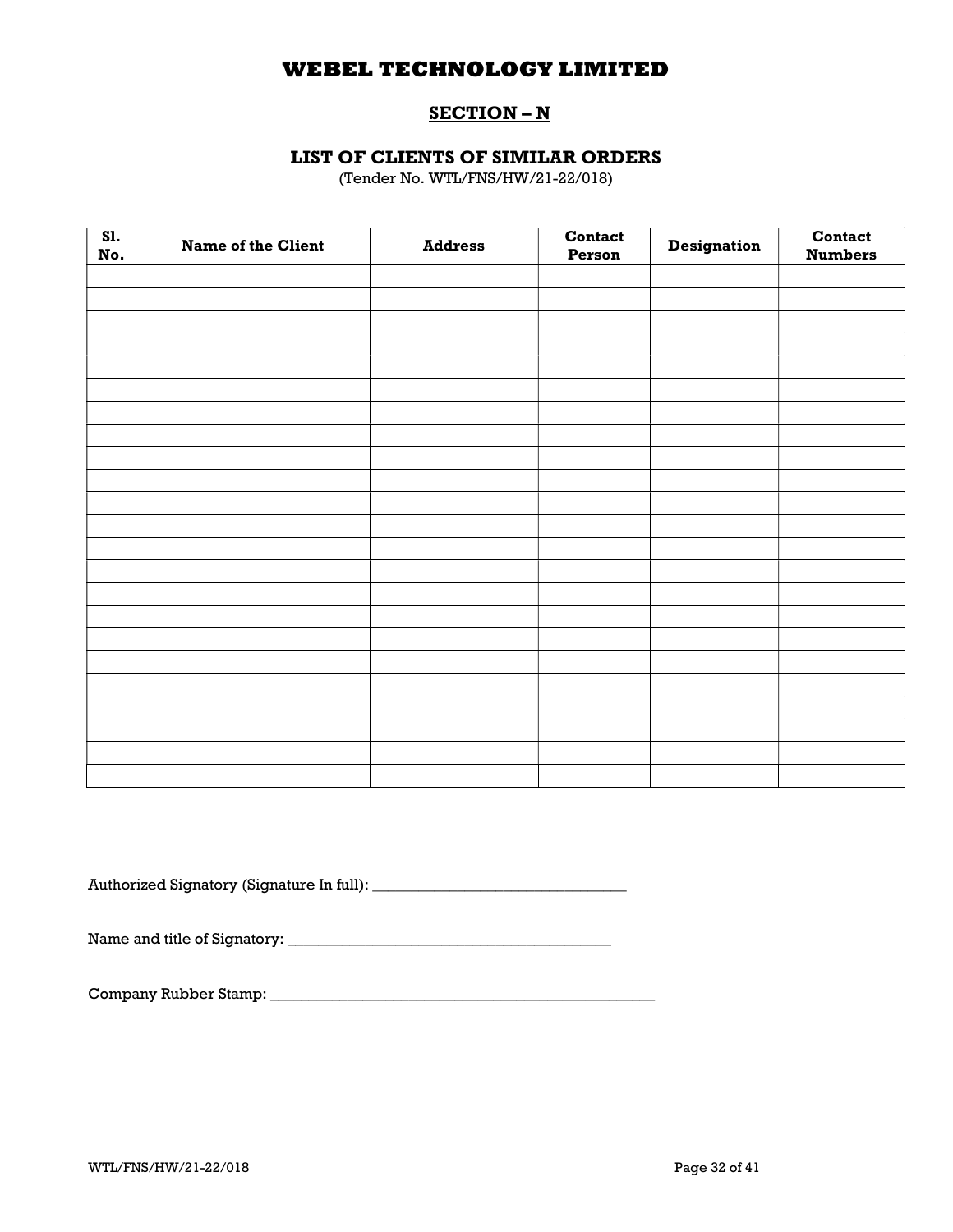# WEBEL TECHNOLOGY LIMITED

## SECTION – N

### LIST OF CLIENTS OF SIMILAR ORDERS

(Tender No. WTL/FNS/HW/21-22/018)

| Sl. No. | Name of the Client | Address | Contact Person | Designation | Contact Numbers |
|---|---|---|---|---|---|
| | | | | | |
| | | | | | |
| | | | | | |
| | | | | | |
| | | | | | |
| | | | | | |
| | | | | | |
| | | | | | |
| | | | | | |
| | | | | | |
| | | | | | |
| | | | | | |
| | | | | | |
| | | | | | |
| | | | | | |
| | | | | | |
| | | | | | |
| | | | | | |
| | | | | | |
| | | | | | |
| | | | | | |
| | | | | | |
| | | | | | |

Authorized Signatory (Signature In full): _________________________________

Name and title of Signatory: ___________________________________________

Company Rubber Stamp: _____________________________________________________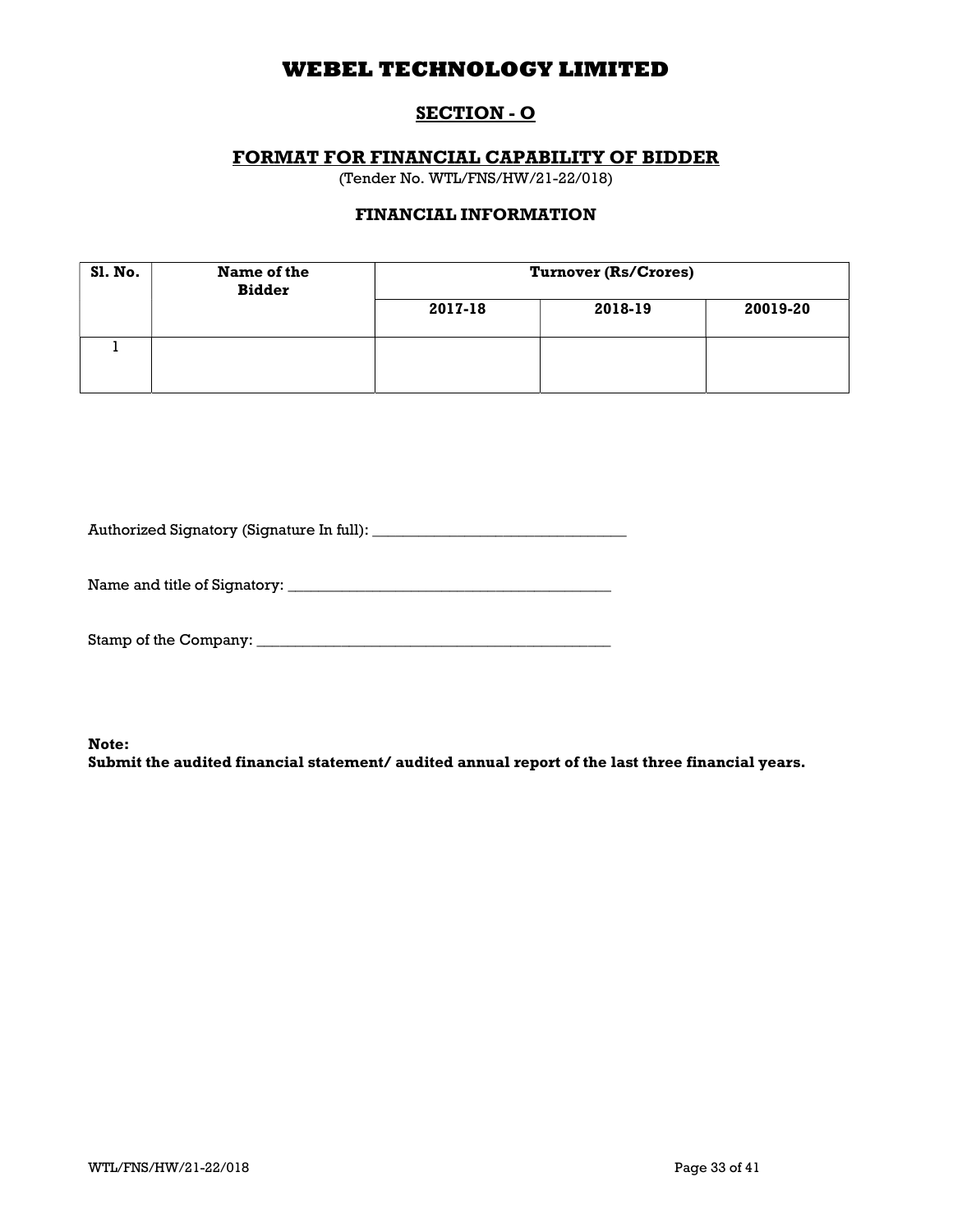# WEBEL TECHNOLOGY LIMITED

## SECTION - O

### FORMAT FOR FINANCIAL CAPABILITY OF BIDDER

(Tender No. WTL/FNS/HW/21-22/018)

### FINANCIAL INFORMATION

| Sl. No. | Name of the Bidder | Turnover (Rs/Crores) | | |
|---|---|---|---|---|
| | | 2017-18 | 2018-19 | 20019-20 |
| 1 | | | | |

Authorized Signatory (Signature In full): _________________________________

Name and title of Signatory: __________________________________________

Stamp of the Company: ______________________________________________

**Note:**
**Submit the audited financial statement/ audited annual report of the last three financial years.**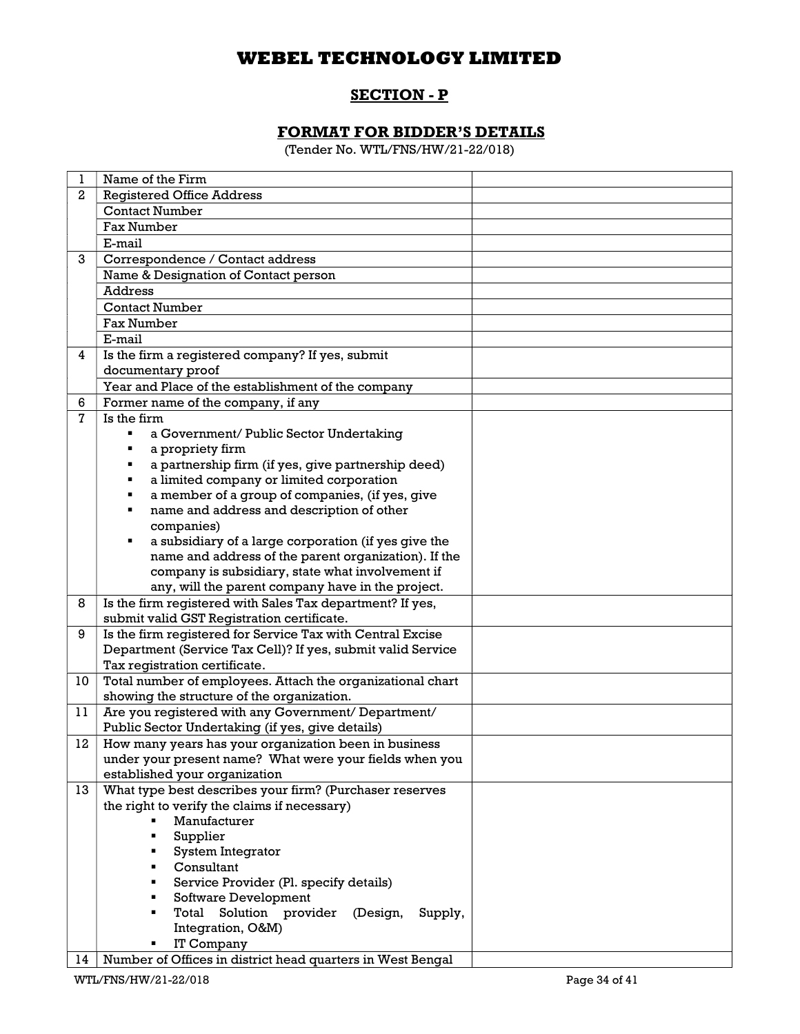# WEBEL TECHNOLOGY LIMITED

## SECTION - P

## FORMAT FOR BIDDER'S DETAILS

(Tender No. WTL/FNS/HW/21-22/018)

| | | |
|---|---|---|
| 1 | Name of the Firm | |
| 2 | Registered Office Address | |
| | Contact Number | |
| | Fax Number | |
| | E-mail | |
| 3 | Correspondence / Contact address | |
| | Name & Designation of Contact person | |
| | Address | |
| | Contact Number | |
| | Fax Number | |
| | E-mail | |
| 4 | Is the firm a registered company? If yes, submit documentary proof | |
| | Year and Place of the establishment of the company | |
| 6 | Former name of the company, if any | |
| 7 | Is the firm<br>▪ a Government/ Public Sector Undertaking<br>▪ a propriety firm<br>▪ a partnership firm (if yes, give partnership deed)<br>▪ a limited company or limited corporation<br>▪ a member of a group of companies, (if yes, give<br>▪ name and address and description of other companies)<br>▪ a subsidiary of a large corporation (if yes give the name and address of the parent organization). If the company is subsidiary, state what involvement if any, will the parent company have in the project. | |
| 8 | Is the firm registered with Sales Tax department? If yes, submit valid GST Registration certificate. | |
| 9 | Is the firm registered for Service Tax with Central Excise Department (Service Tax Cell)? If yes, submit valid Service Tax registration certificate. | |
| 10 | Total number of employees. Attach the organizational chart showing the structure of the organization. | |
| 11 | Are you registered with any Government/ Department/ Public Sector Undertaking (if yes, give details) | |
| 12 | How many years has your organization been in business under your present name? What were your fields when you established your organization | |
| 13 | What type best describes your firm? (Purchaser reserves the right to verify the claims if necessary)<br>▪ Manufacturer<br>▪ Supplier<br>▪ System Integrator<br>▪ Consultant<br>▪ Service Provider (Pl. specify details)<br>▪ Software Development<br>▪ Total Solution provider (Design, Supply, Integration, O&M)<br>▪ IT Company | |
| 14 | Number of Offices in district head quarters in West Bengal | |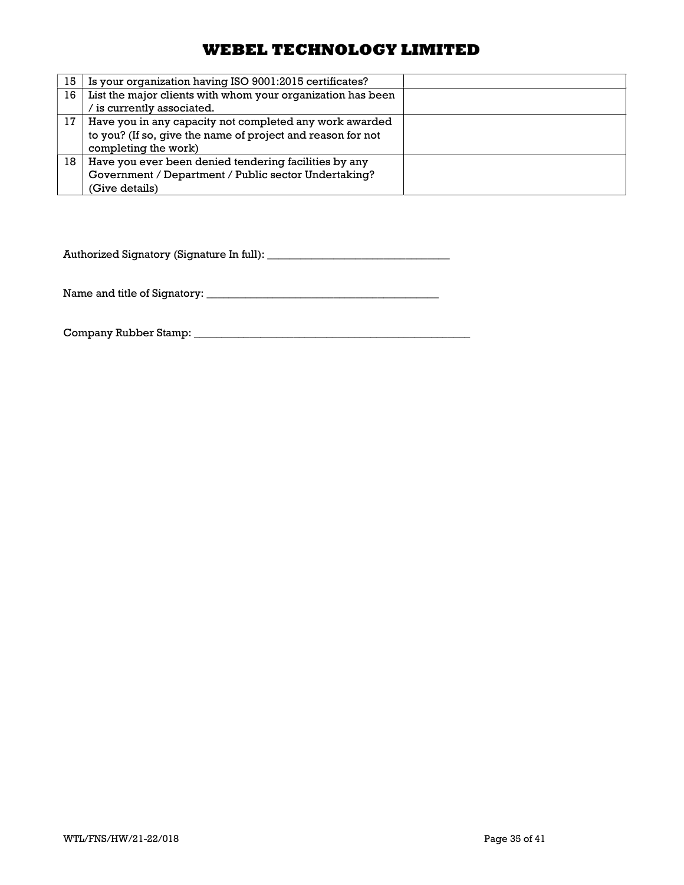| 15 | Is your organization having ISO 9001:2015 certificates? | |
|---|---|---|
| 16 | List the major clients with whom your organization has been / is currently associated. | |
| 17 | Have you in any capacity not completed any work awarded to you? (If so, give the name of project and reason for not completing the work) | |
| 18 | Have you ever been denied tendering facilities by any Government / Department / Public sector Undertaking? (Give details) | |

Authorized Signatory (Signature In full): _________________________________

Name and title of Signatory: ______________________________________________

Company Rubber Stamp: ____________________________________________________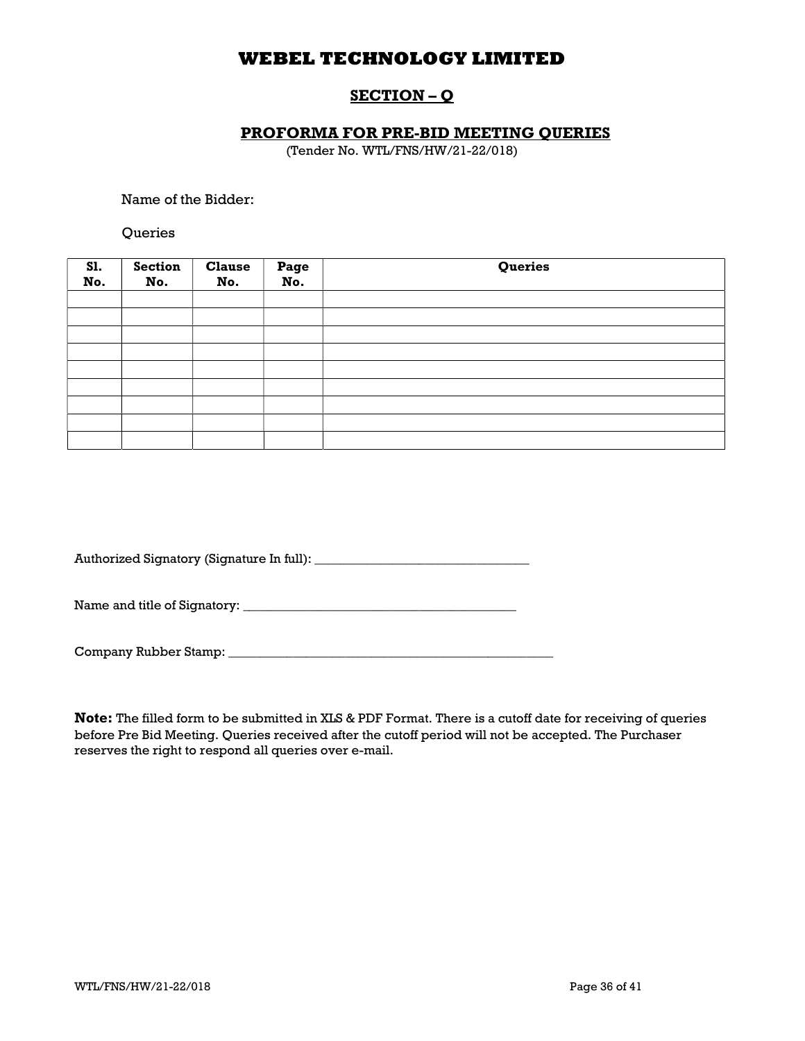# WEBEL TECHNOLOGY LIMITED

## SECTION – Q

### PROFORMA FOR PRE-BID MEETING QUERIES

(Tender No. WTL/FNS/HW/21-22/018)

Name of the Bidder:

Queries

| Sl. No. | Section No. | Clause No. | Page No. | Queries |
|---|---|---|---|---|
| | | | | |
| | | | | |
| | | | | |
| | | | | |
| | | | | |
| | | | | |
| | | | | |
| | | | | |
| | | | | |

Authorized Signatory (Signature In full): _________________________________

Name and title of Signatory: ___________________________________________

Company Rubber Stamp: ____________________________________________________

**Note:** The filled form to be submitted in XLS & PDF Format. There is a cutoff date for receiving of queries before Pre Bid Meeting. Queries received after the cutoff period will not be accepted. The Purchaser reserves the right to respond all queries over e-mail.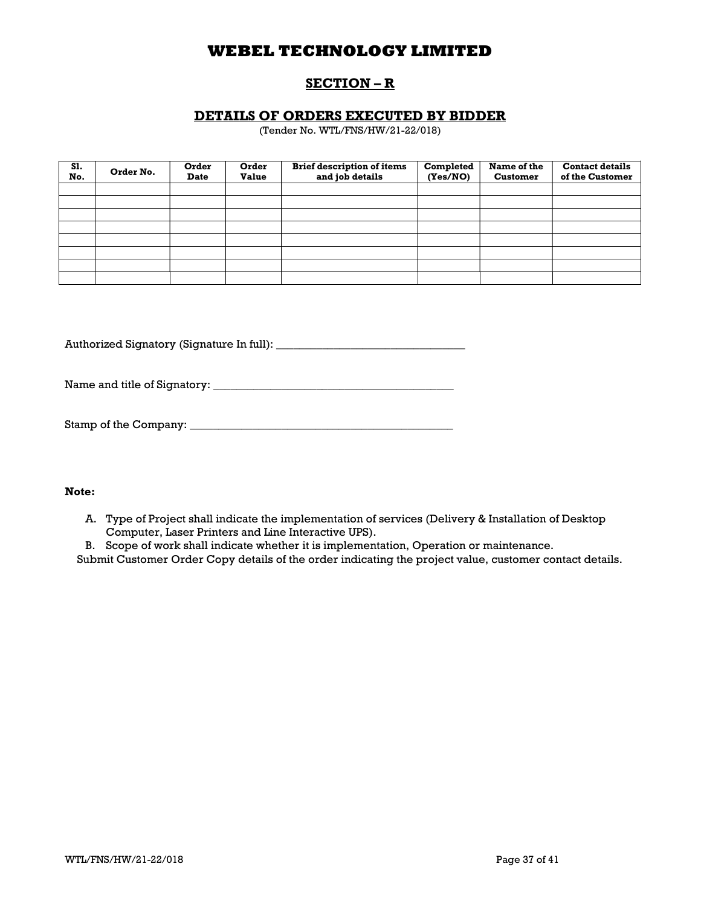# WEBEL TECHNOLOGY LIMITED

## SECTION – R

### DETAILS OF ORDERS EXECUTED BY BIDDER

(Tender No. WTL/FNS/HW/21-22/018)

| Sl. No. | Order No. | Order Date | Order Value | Brief description of items and job details | Completed (Yes/NO) | Name of the Customer | Contact details of the Customer |
|---|---|---|---|---|---|---|---|
| | | | | | | | |
| | | | | | | | |
| | | | | | | | |
| | | | | | | | |
| | | | | | | | |
| | | | | | | | |
| | | | | | | | |
| | | | | | | | |

Authorized Signatory (Signature In full): _________________________________

Name and title of Signatory: __________________________________________

Stamp of the Company: _______________________________________________

**Note:**

A. Type of Project shall indicate the implementation of services (Delivery & Installation of Desktop Computer, Laser Printers and Line Interactive UPS).

B. Scope of work shall indicate whether it is implementation, Operation or maintenance.

Submit Customer Order Copy details of the order indicating the project value, customer contact details.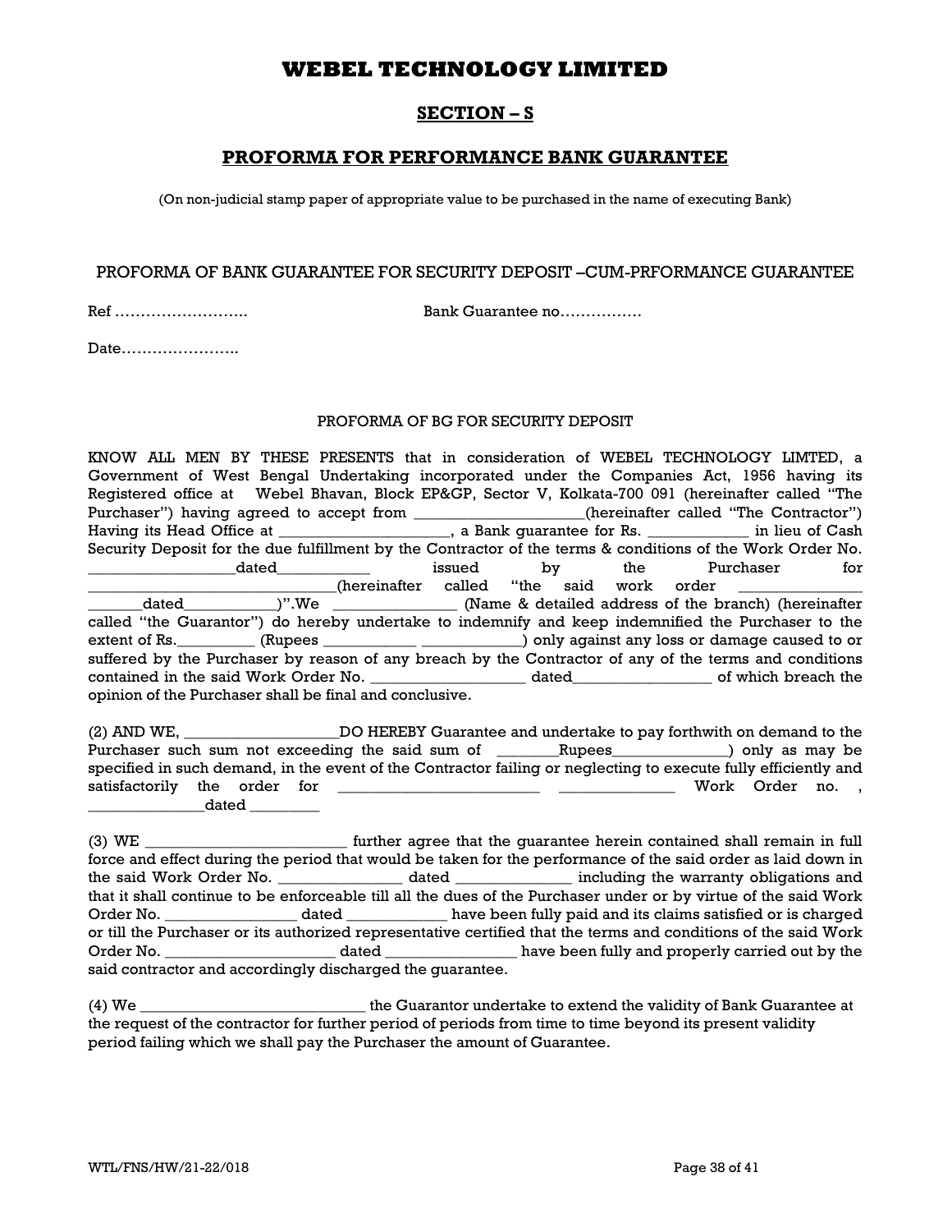# WEBEL TECHNOLOGY LIMITED

## SECTION – S

## PROFORMA FOR PERFORMANCE BANK GUARANTEE

(On non-judicial stamp paper of appropriate value to be purchased in the name of executing Bank)

PROFORMA OF BANK GUARANTEE FOR SECURITY DEPOSIT –CUM-PRFORMANCE GUARANTEE

Ref ……………………..  Bank Guarantee no…………….

Date…………………..

PROFORMA OF BG FOR SECURITY DEPOSIT

KNOW ALL MEN BY THESE PRESENTS that in consideration of WEBEL TECHNOLOGY LIMTED, a Government of West Bengal Undertaking incorporated under the Companies Act, 1956 having its Registered office at Webel Bhavan, Block EP&GP, Sector V, Kolkata-700 091 (hereinafter called "The Purchaser") having agreed to accept from _____________________(hereinafter called "The Contractor") Having its Head Office at _____________________, a Bank guarantee for Rs. ____________ in lieu of Cash Security Deposit for the due fulfillment by the Contractor of the terms & conditions of the Work Order No. __________________dated___________ issued by the Purchaser for _______________________________(hereinafter called "the said work order _______________ _______dated___________)".We _______________ (Name & detailed address of the branch) (hereinafter called "the Guarantor") do hereby undertake to indemnify and keep indemnified the Purchaser to the extent of Rs._________ (Rupees ___________ ____________) only against any loss or damage caused to or suffered by the Purchaser by reason of any breach by the Contractor of any of the terms and conditions contained in the said Work Order No. __________________ dated_________________ of which breach the opinion of the Purchaser shall be final and conclusive.

(2) AND WE, ___________________DO HEREBY Guarantee and undertake to pay forthwith on demand to the Purchaser such sum not exceeding the said sum of ________Rupees______________) only as may be specified in such demand, in the event of the Contractor failing or neglecting to execute fully efficiently and satisfactorily the order for _________________________ ______________ Work Order no. , ______________dated _________

(3) WE _________________________ further agree that the guarantee herein contained shall remain in full force and effect during the period that would be taken for the performance of the said order as laid down in the said Work Order No. _______________ dated ______________ including the warranty obligations and that it shall continue to be enforceable till all the dues of the Purchaser under or by virtue of the said Work Order No. ________________ dated ____________ have been fully paid and its claims satisfied or is charged or till the Purchaser or its authorized representative certified that the terms and conditions of the said Work Order No. _____________________ dated ________________ have been fully and properly carried out by the said contractor and accordingly discharged the guarantee.

(4) We ____________________________ the Guarantor undertake to extend the validity of Bank Guarantee at the request of the contractor for further period of periods from time to time beyond its present validity period failing which we shall pay the Purchaser the amount of Guarantee.

WTL/FNS/HW/21-22/018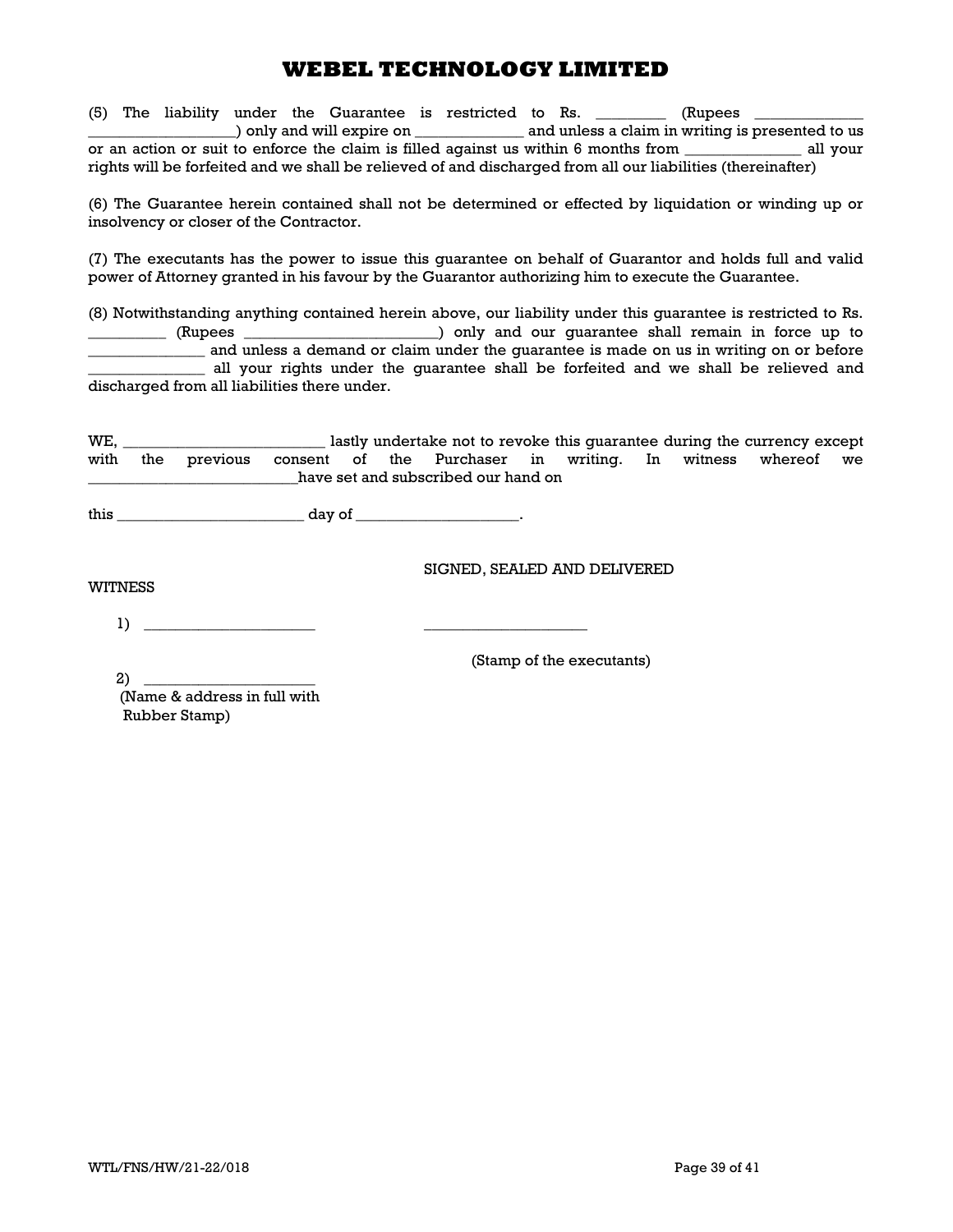(5) The liability under the Guarantee is restricted to Rs. _________ (Rupees ______________ ___________________) only and will expire on ______________ and unless a claim in writing is presented to us or an action or suit to enforce the claim is filled against us within 6 months from _______________ all your rights will be forfeited and we shall be relieved of and discharged from all our liabilities (thereinafter)

(6) The Guarantee herein contained shall not be determined or effected by liquidation or winding up or insolvency or closer of the Contractor.

(7) The executants has the power to issue this guarantee on behalf of Guarantor and holds full and valid power of Attorney granted in his favour by the Guarantor authorizing him to execute the Guarantee.

(8) Notwithstanding anything contained herein above, our liability under this guarantee is restricted to Rs. __________ (Rupees _________________________) only and our guarantee shall remain in force up to _______________ and unless a demand or claim under the guarantee is made on us in writing on or before _______________ all your rights under the guarantee shall be forfeited and we shall be relieved and discharged from all liabilities there under.

WE, __________________________ lastly undertake not to revoke this guarantee during the currency except with the previous consent of the Purchaser in writing. In witness whereof we ___________________________have set and subscribed our hand on

this ________________________ day of _____________________.

SIGNED, SEALED AND DELIVERED

WITNESS

1) ______________________ ______________________

(Stamp of the executants)

2) ______________________
(Name & address in full with Rubber Stamp)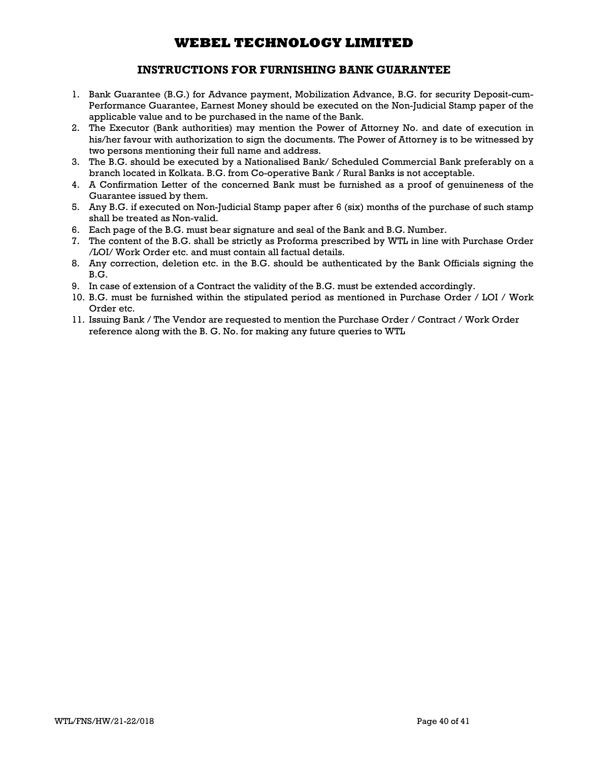# WEBEL TECHNOLOGY LIMITED

## INSTRUCTIONS FOR FURNISHING BANK GUARANTEE

1. Bank Guarantee (B.G.) for Advance payment, Mobilization Advance, B.G. for security Deposit-cum-Performance Guarantee, Earnest Money should be executed on the Non-Judicial Stamp paper of the applicable value and to be purchased in the name of the Bank.
2. The Executor (Bank authorities) may mention the Power of Attorney No. and date of execution in his/her favour with authorization to sign the documents. The Power of Attorney is to be witnessed by two persons mentioning their full name and address.
3. The B.G. should be executed by a Nationalised Bank/ Scheduled Commercial Bank preferably on a branch located in Kolkata. B.G. from Co-operative Bank / Rural Banks is not acceptable.
4. A Confirmation Letter of the concerned Bank must be furnished as a proof of genuineness of the Guarantee issued by them.
5. Any B.G. if executed on Non-Judicial Stamp paper after 6 (six) months of the purchase of such stamp shall be treated as Non-valid.
6. Each page of the B.G. must bear signature and seal of the Bank and B.G. Number.
7. The content of the B.G. shall be strictly as Proforma prescribed by WTL in line with Purchase Order /LOI/ Work Order etc. and must contain all factual details.
8. Any correction, deletion etc. in the B.G. should be authenticated by the Bank Officials signing the B.G.
9. In case of extension of a Contract the validity of the B.G. must be extended accordingly.
10. B.G. must be furnished within the stipulated period as mentioned in Purchase Order / LOI / Work Order etc.
11. Issuing Bank / The Vendor are requested to mention the Purchase Order / Contract / Work Order reference along with the B. G. No. for making any future queries to WTL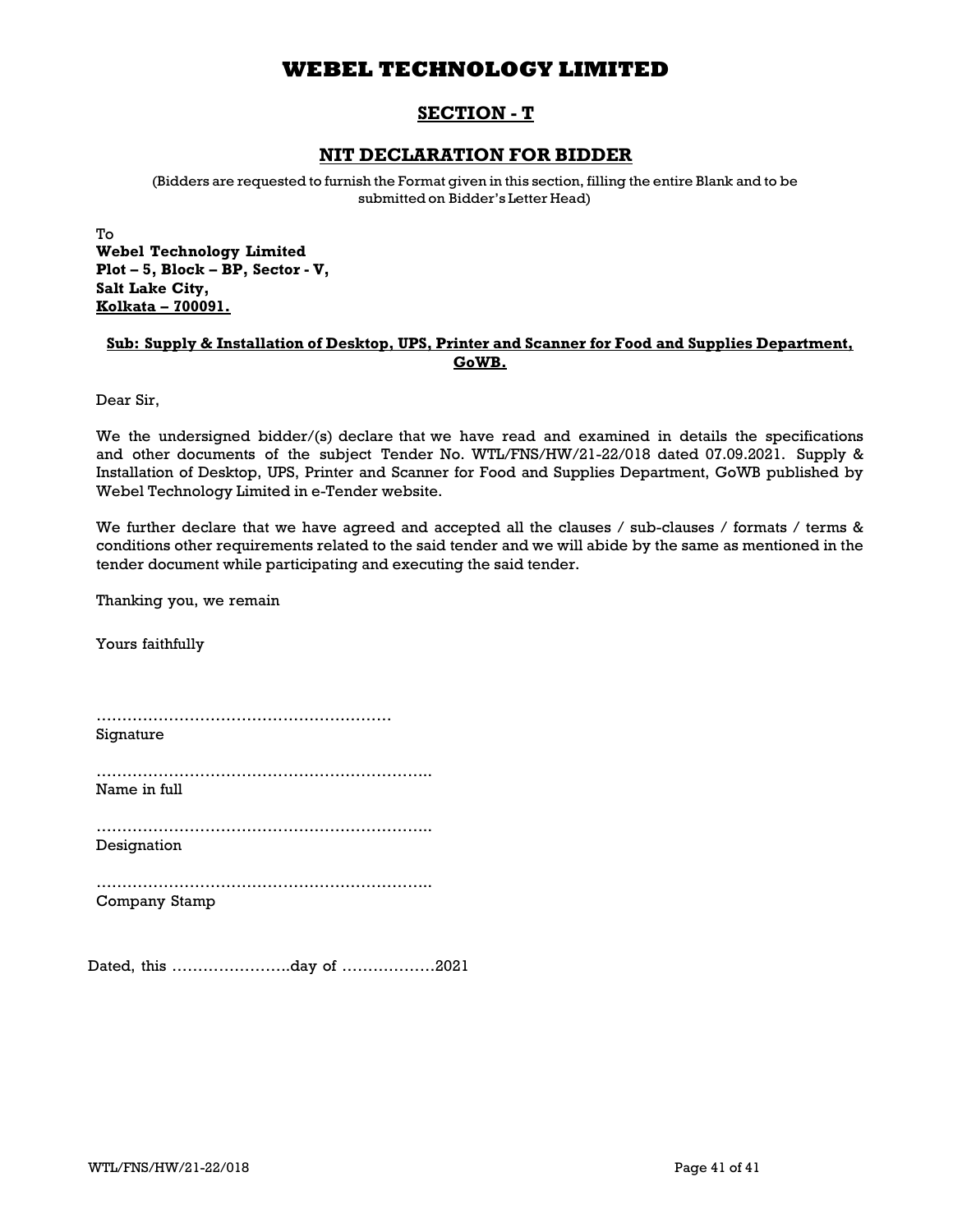# WEBEL TECHNOLOGY LIMITED

## SECTION - T

## NIT DECLARATION FOR BIDDER

(Bidders are requested to furnish the Format given in this section, filling the entire Blank and to be submitted on Bidder's Letter Head)

To
**Webel Technology Limited**
**Plot – 5, Block – BP, Sector - V,**
**Salt Lake City,**
**Kolkata – 700091.**

**Sub: Supply & Installation of Desktop, UPS, Printer and Scanner for Food and Supplies Department, GoWB.**

Dear Sir,

We the undersigned bidder/(s) declare that we have read and examined in details the specifications and other documents of the subject Tender No. WTL/FNS/HW/21-22/018 dated 07.09.2021. Supply & Installation of Desktop, UPS, Printer and Scanner for Food and Supplies Department, GoWB published by Webel Technology Limited in e-Tender website.

We further declare that we have agreed and accepted all the clauses / sub-clauses / formats / terms & conditions other requirements related to the said tender and we will abide by the same as mentioned in the tender document while participating and executing the said tender.

Thanking you, we remain

Yours faithfully

…………………………………………………
Signature

………………………………………………………..
Name in full

………………………………………………………..
Designation

………………………………………………………..
Company Stamp

Dated, this …………………..day of ………………2021